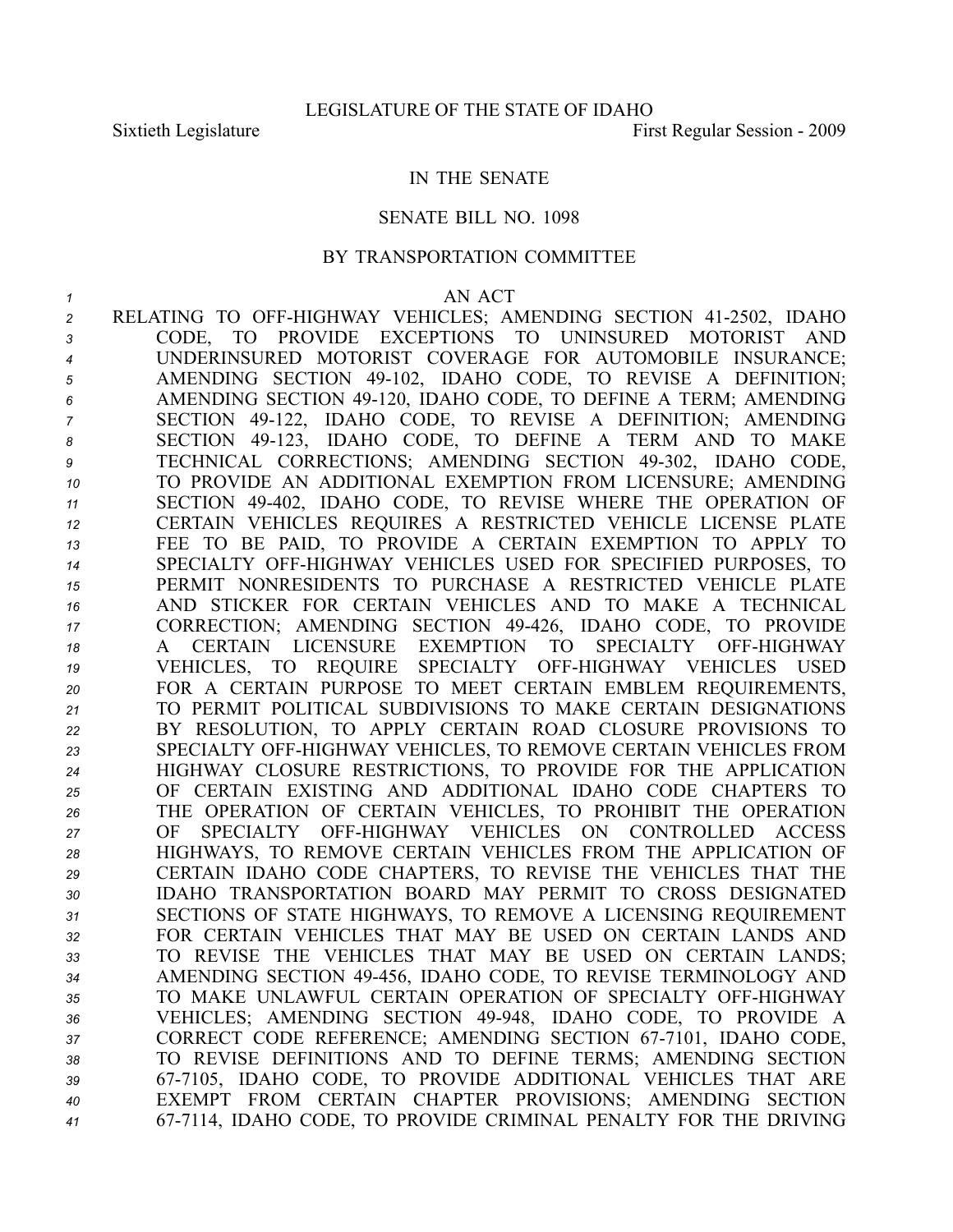LEGISLATURE OF THE STATE OF IDAHO

Sixtieth Legislature First Regular Session - 2009

IN THE SENATE

SENATE BILL NO. 1098

BY TRANSPORTATION COMMITTEE

AN ACT

RELATING TO OFF-HIGHWAY VEHICLES; AMENDING SECTION 41-2502, IDAHO CODE, TO PROVIDE EXCEPTIONS TO UNINSURED MOTORIST AND UNDERINSURED MOTORIST COVERAGE FOR AUTOMOBILE INSURANCE; AMENDING SECTION 49-102, IDAHO CODE, TO REVISE A DEFINITION; AMENDING SECTION 49-120, IDAHO CODE, TO DEFINE A TERM; AMENDING SECTION 49-122, IDAHO CODE, TO REVISE A DEFINITION; AMENDING SECTION 49-123, IDAHO CODE, TO DEFINE A TERM AND TO MAKE TECHNICAL CORRECTIONS; AMENDING SECTION 49-302, IDAHO CODE, TO PROVIDE AN ADDITIONAL EXEMPTION FROM LICENSURE; AMENDING SECTION 49-402, IDAHO CODE, TO REVISE WHERE THE OPERATION OF CERTAIN VEHICLES REQUIRES A RESTRICTED VEHICLE LICENSE PLATE FEE TO BE PAID, TO PROVIDE A CERTAIN EXEMPTION TO APPLY TO SPECIALTY OFF-HIGHWAY VEHICLES USED FOR SPECIFIED PURPOSES, TO PERMIT NONRESIDENTS TO PURCHASE A RESTRICTED VEHICLE PLATE AND STICKER FOR CERTAIN VEHICLES AND TO MAKE A TECHNICAL CORRECTION; AMENDING SECTION 49-426, IDAHO CODE, TO PROVIDE A CERTAIN LICENSURE EXEMPTION TO SPECIALTY OFF-HIGHWAY VEHICLES, TO REQUIRE SPECIALTY OFF-HIGHWAY VEHICLES USED FOR A CERTAIN PURPOSE TO MEET CERTAIN EMBLEM REQUIREMENTS, TO PERMIT POLITICAL SUBDIVISIONS TO MAKE CERTAIN DESIGNATIONS BY RESOLUTION, TO APPLY CERTAIN ROAD CLOSURE PROVISIONS TO SPECIALTY OFF-HIGHWAY VEHICLES, TO REMOVE CERTAIN VEHICLES FROM HIGHWAY CLOSURE RESTRICTIONS, TO PROVIDE FOR THE APPLICATION OF CERTAIN EXISTING AND ADDITIONAL IDAHO CODE CHAPTERS TO THE OPERATION OF CERTAIN VEHICLES, TO PROHIBIT THE OPERATION OF SPECIALTY OFF-HIGHWAY VEHICLES ON CONTROLLED ACCESS HIGHWAYS, TO REMOVE CERTAIN VEHICLES FROM THE APPLICATION OF CERTAIN IDAHO CODE CHAPTERS, TO REVISE THE VEHICLES THAT THE IDAHO TRANSPORTATION BOARD MAY PERMIT TO CROSS DESIGNATED SECTIONS OF STATE HIGHWAYS, TO REMOVE A LICENSING REQUIREMENT FOR CERTAIN VEHICLES THAT MAY BE USED ON CERTAIN LANDS AND TO REVISE THE VEHICLES THAT MAY BE USED ON CERTAIN LANDS; AMENDING SECTION 49-456, IDAHO CODE, TO REVISE TERMINOLOGY AND TO MAKE UNLAWFUL CERTAIN OPERATION OF SPECIALTY OFF-HIGHWAY VEHICLES; AMENDING SECTION 49-948, IDAHO CODE, TO PROVIDE A CORRECT CODE REFERENCE; AMENDING SECTION 67-7101, IDAHO CODE, TO REVISE DEFINITIONS AND TO DEFINE TERMS; AMENDING SECTION 67-7105, IDAHO CODE, TO PROVIDE ADDITIONAL VEHICLES THAT ARE EXEMPT FROM CERTAIN CHAPTER PROVISIONS; AMENDING SECTION 67-7114, IDAHO CODE, TO PROVIDE CRIMINAL PENALTY FOR THE DRIVING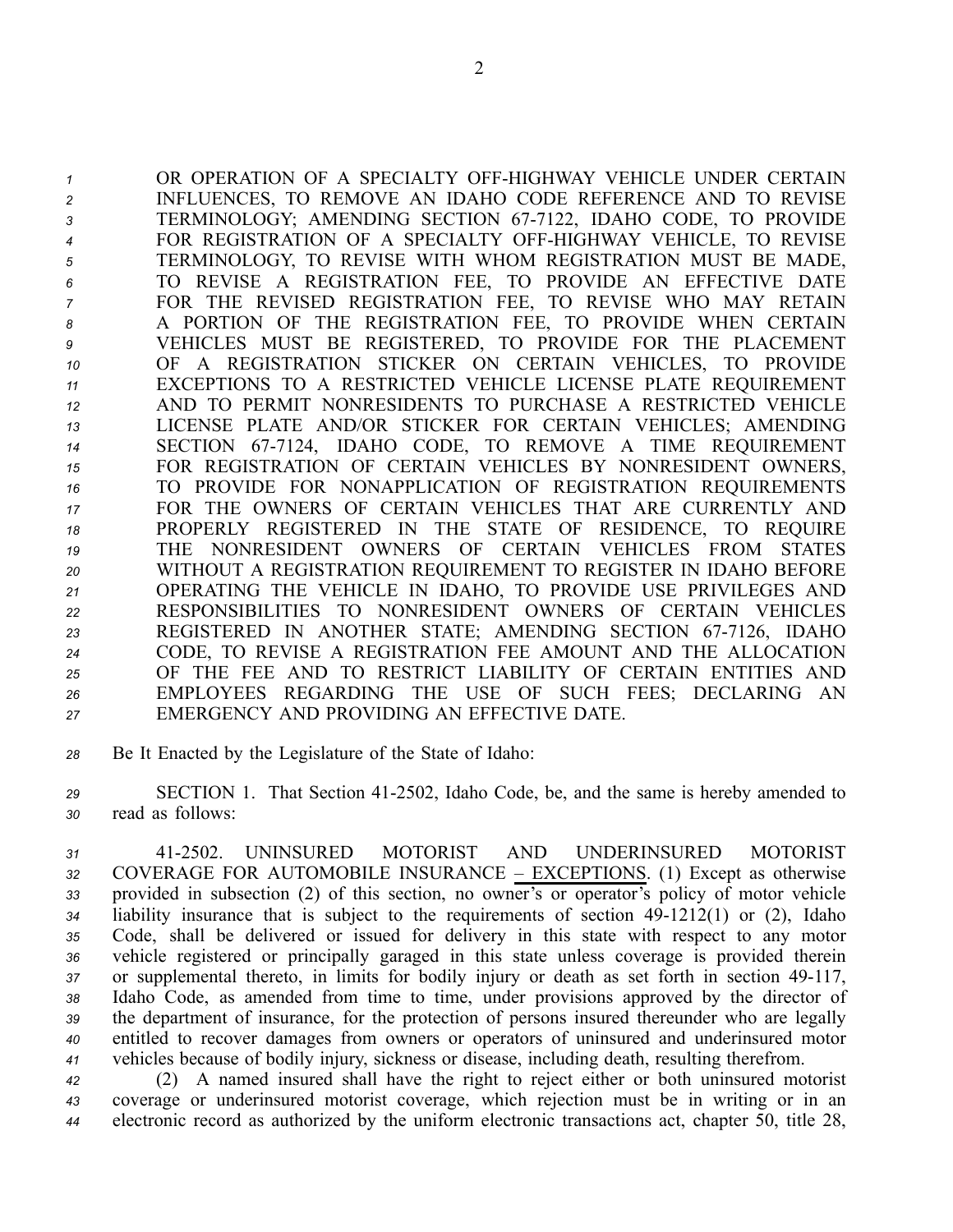OR OPERATION OF A SPECIALTY OFF-HIGHWAY VEHICLE UNDER CERTAIN INFLUENCES, TO REMOVE AN IDAHO CODE REFERENCE AND TO REVISE TERMINOLOGY; AMENDING SECTION 67-7122, IDAHO CODE, TO PROVIDE FOR REGISTRATION OF A SPECIALTY OFF-HIGHWAY VEHICLE, TO REVISE TERMINOLOGY, TO REVISE WITH WHOM REGISTRATION MUST BE MADE, TO REVISE A REGISTRATION FEE, TO PROVIDE AN EFFECTIVE DATE FOR THE REVISED REGISTRATION FEE, TO REVISE WHO MAY RETAIN A PORTION OF THE REGISTRATION FEE, TO PROVIDE WHEN CERTAIN VEHICLES MUST BE REGISTERED, TO PROVIDE FOR THE PLACEMENT OF A REGISTRATION STICKER ON CERTAIN VEHICLES, TO PROVIDE EXCEPTIONS TO A RESTRICTED VEHICLE LICENSE PLATE REQUIREMENT AND TO PERMIT NONRESIDENTS TO PURCHASE A RESTRICTED VEHICLE LICENSE PLATE AND/OR STICKER FOR CERTAIN VEHICLES; AMENDING SECTION 67-7124, IDAHO CODE, TO REMOVE A TIME REQUIREMENT FOR REGISTRATION OF CERTAIN VEHICLES BY NONRESIDENT OWNERS, TO PROVIDE FOR NONAPPLICATION OF REGISTRATION REQUIREMENTS FOR THE OWNERS OF CERTAIN VEHICLES THAT ARE CURRENTLY AND PROPERLY REGISTERED IN THE STATE OF RESIDENCE, TO REQUIRE THE NONRESIDENT OWNERS OF CERTAIN VEHICLES FROM STATES WITHOUT A REGISTRATION REQUIREMENT TO REGISTER IN IDAHO BEFORE OPERATING THE VEHICLE IN IDAHO, TO PROVIDE USE PRIVILEGES AND RESPONSIBILITIES TO NONRESIDENT OWNERS OF CERTAIN VEHICLES REGISTERED IN ANOTHER STATE; AMENDING SECTION 67-7126, IDAHO CODE, TO REVISE A REGISTRATION FEE AMOUNT AND THE ALLOCATION OF THE FEE AND TO RESTRICT LIABILITY OF CERTAIN ENTITIES AND EMPLOYEES REGARDING THE USE OF SUCH FEES; DECLARING AN EMERGENCY AND PROVIDING AN EFFECTIVE DATE.

Be It Enacted by the Legislature of the State of Idaho:

SECTION 1. That Section 41-2502, Idaho Code, be, and the same is hereby amended to read as follows:

41-2502. UNINSURED MOTORIST AND UNDERINSURED MOTORIST COVERAGE FOR AUTOMOBILE INSURANCE – EXCEPTIONS. (1) Except as otherwise provided in subsection (2) of this section, no owner's or operator's policy of motor vehicle liability insurance that is subject to the requirements of section 49-1212(1) or (2), Idaho Code, shall be delivered or issued for delivery in this state with respect to any motor vehicle registered or principally garaged in this state unless coverage is provided therein or supplemental thereto, in limits for bodily injury or death as set forth in section 49-117, Idaho Code, as amended from time to time, under provisions approved by the director of the department of insurance, for the protection of persons insured thereunder who are legally entitled to recover damages from owners or operators of uninsured and underinsured motor vehicles because of bodily injury, sickness or disease, including death, resulting therefrom.

(2) A named insured shall have the right to reject either or both uninsured motorist coverage or underinsured motorist coverage, which rejection must be in writing or in an electronic record as authorized by the uniform electronic transactions act, chapter 50, title 28,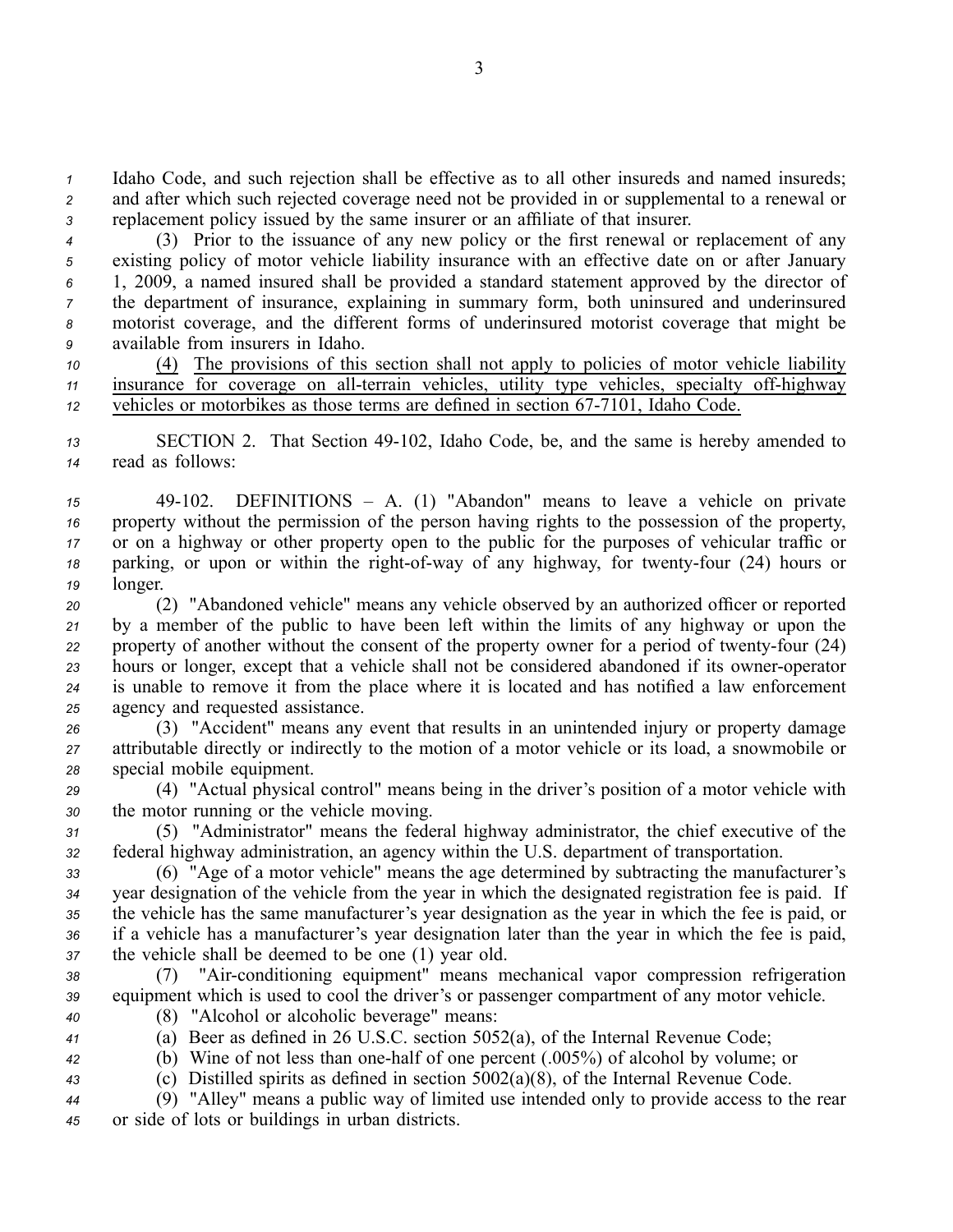Idaho Code, and such rejection shall be effective as to all other insureds and named insureds; and after which such rejected coverage need not be provided in or supplemental to a renewal or replacement policy issued by the same insurer or an affiliate of that insurer.

(3) Prior to the issuance of any new policy or the first renewal or replacement of any existing policy of motor vehicle liability insurance with an effective date on or after January 1, 2009, a named insured shall be provided a standard statement approved by the director of the department of insurance, explaining in summary form, both uninsured and underinsured motorist coverage, and the different forms of underinsured motorist coverage that might be available from insurers in Idaho.

<u>(4) The provisions of this section shall not apply to policies of motor vehicle liability insurance for coverage on all-terrain vehicles, utility type vehicles, specialty off-highway vehicles or motorbikes as those terms are defined in section 67-7101, Idaho Code.</u>

SECTION 2. That Section 49-102, Idaho Code, be, and the same is hereby amended to read as follows:

49-102. DEFINITIONS – A. (1) "Abandon" means to leave a vehicle on private property without the permission of the person having rights to the possession of the property, or on a highway or other property open to the public for the purposes of vehicular traffic or parking, or upon or within the right-of-way of any highway, for twenty-four (24) hours or longer.

(2) "Abandoned vehicle" means any vehicle observed by an authorized officer or reported by a member of the public to have been left within the limits of any highway or upon the property of another without the consent of the property owner for a period of twenty-four (24) hours or longer, except that a vehicle shall not be considered abandoned if its owner-operator is unable to remove it from the place where it is located and has notified a law enforcement agency and requested assistance.

(3) "Accident" means any event that results in an unintended injury or property damage attributable directly or indirectly to the motion of a motor vehicle or its load, a snowmobile or special mobile equipment.

(4) "Actual physical control" means being in the driver's position of a motor vehicle with the motor running or the vehicle moving.

(5) "Administrator" means the federal highway administrator, the chief executive of the federal highway administration, an agency within the U.S. department of transportation.

(6) "Age of a motor vehicle" means the age determined by subtracting the manufacturer's year designation of the vehicle from the year in which the designated registration fee is paid. If the vehicle has the same manufacturer's year designation as the year in which the fee is paid, or if a vehicle has a manufacturer's year designation later than the year in which the fee is paid, the vehicle shall be deemed to be one (1) year old.

(7) "Air-conditioning equipment" means mechanical vapor compression refrigeration equipment which is used to cool the driver's or passenger compartment of any motor vehicle.

(8) "Alcohol or alcoholic beverage" means:

(a) Beer as defined in 26 U.S.C. section 5052(a), of the Internal Revenue Code;

(b) Wine of not less than one-half of one percent (.005%) of alcohol by volume; or

(c) Distilled spirits as defined in section 5002(a)(8), of the Internal Revenue Code.

(9) "Alley" means a public way of limited use intended only to provide access to the rear or side of lots or buildings in urban districts.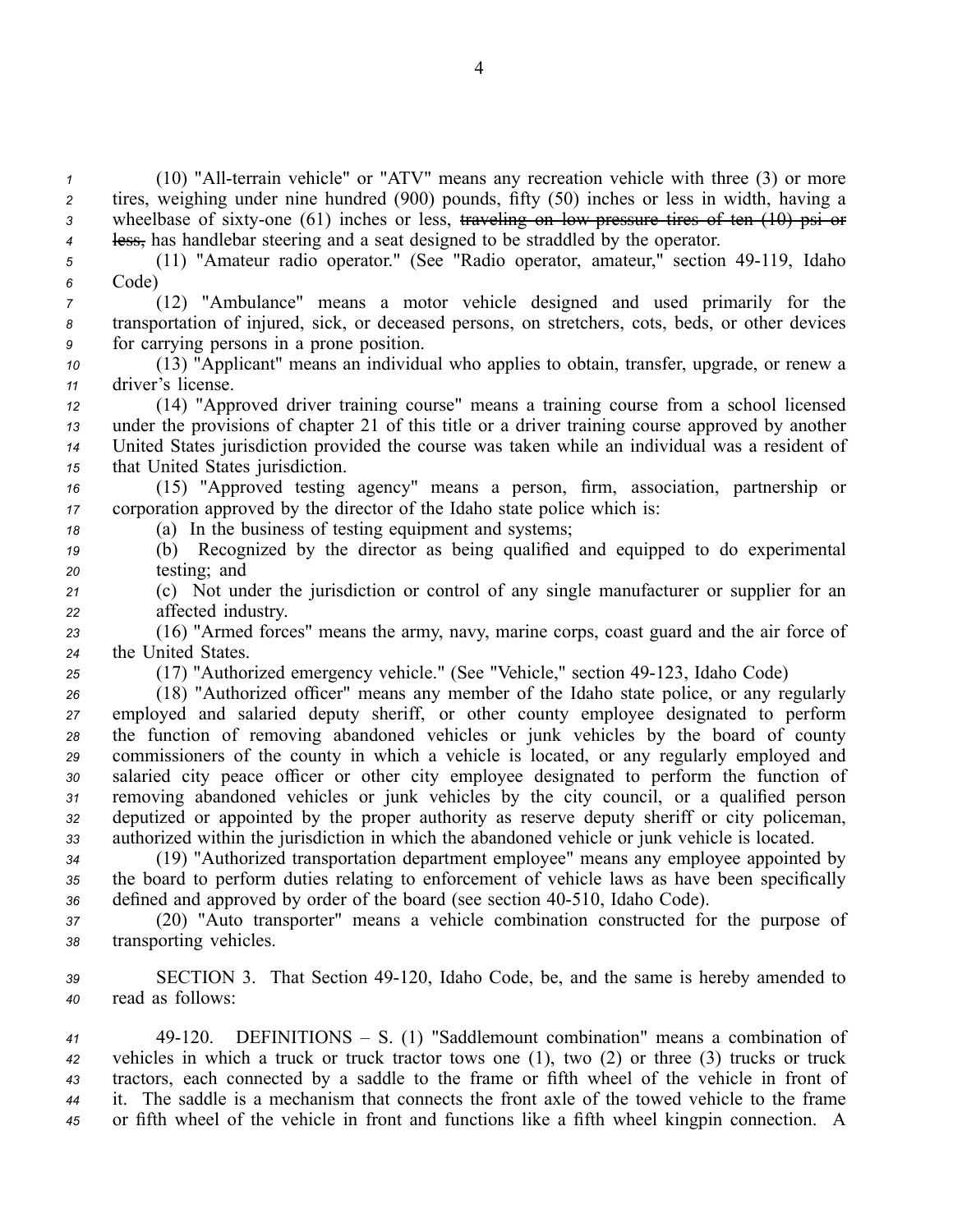(10) "All-terrain vehicle" or "ATV" means any recreation vehicle with three (3) or more tires, weighing under nine hundred (900) pounds, fifty (50) inches or less in width, having a wheelbase of sixty-one (61) inches or less, ~~traveling on low pressure tires of ten (10) psi or less,~~ has handlebar steering and a seat designed to be straddled by the operator.

(11) "Amateur radio operator." (See "Radio operator, amateur," section 49-119, Idaho Code)

(12) "Ambulance" means a motor vehicle designed and used primarily for the transportation of injured, sick, or deceased persons, on stretchers, cots, beds, or other devices for carrying persons in a prone position.

(13) "Applicant" means an individual who applies to obtain, transfer, upgrade, or renew a driver's license.

(14) "Approved driver training course" means a training course from a school licensed under the provisions of chapter 21 of this title or a driver training course approved by another United States jurisdiction provided the course was taken while an individual was a resident of that United States jurisdiction.

(15) "Approved testing agency" means a person, firm, association, partnership or corporation approved by the director of the Idaho state police which is:

(a) In the business of testing equipment and systems;

(b) Recognized by the director as being qualified and equipped to do experimental testing; and

(c) Not under the jurisdiction or control of any single manufacturer or supplier for an affected industry.

(16) "Armed forces" means the army, navy, marine corps, coast guard and the air force of the United States.

(17) "Authorized emergency vehicle." (See "Vehicle," section 49-123, Idaho Code)

(18) "Authorized officer" means any member of the Idaho state police, or any regularly employed and salaried deputy sheriff, or other county employee designated to perform the function of removing abandoned vehicles or junk vehicles by the board of county commissioners of the county in which a vehicle is located, or any regularly employed and salaried city peace officer or other city employee designated to perform the function of removing abandoned vehicles or junk vehicles by the city council, or a qualified person deputized or appointed by the proper authority as reserve deputy sheriff or city policeman, authorized within the jurisdiction in which the abandoned vehicle or junk vehicle is located.

(19) "Authorized transportation department employee" means any employee appointed by the board to perform duties relating to enforcement of vehicle laws as have been specifically defined and approved by order of the board (see section 40-510, Idaho Code).

(20) "Auto transporter" means a vehicle combination constructed for the purpose of transporting vehicles.

SECTION 3. That Section 49-120, Idaho Code, be, and the same is hereby amended to read as follows:

49-120. DEFINITIONS – S. (1) "Saddlemount combination" means a combination of vehicles in which a truck or truck tractor tows one (1), two (2) or three (3) trucks or truck tractors, each connected by a saddle to the frame or fifth wheel of the vehicle in front of it. The saddle is a mechanism that connects the front axle of the towed vehicle to the frame or fifth wheel of the vehicle in front and functions like a fifth wheel kingpin connection. A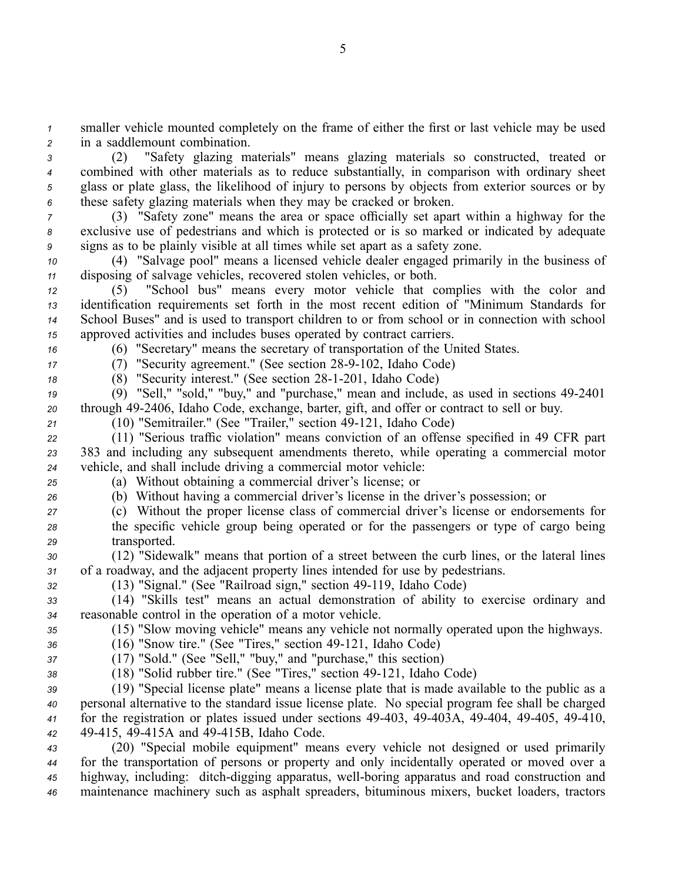smaller vehicle mounted completely on the frame of either the first or last vehicle may be used in a saddlemount combination.

(2) "Safety glazing materials" means glazing materials so constructed, treated or combined with other materials as to reduce substantially, in comparison with ordinary sheet glass or plate glass, the likelihood of injury to persons by objects from exterior sources or by these safety glazing materials when they may be cracked or broken.

(3) "Safety zone" means the area or space officially set apart within a highway for the exclusive use of pedestrians and which is protected or is so marked or indicated by adequate signs as to be plainly visible at all times while set apart as a safety zone.

(4) "Salvage pool" means a licensed vehicle dealer engaged primarily in the business of disposing of salvage vehicles, recovered stolen vehicles, or both.

(5) "School bus" means every motor vehicle that complies with the color and identification requirements set forth in the most recent edition of "Minimum Standards for School Buses" and is used to transport children to or from school or in connection with school approved activities and includes buses operated by contract carriers.

(6) "Secretary" means the secretary of transportation of the United States.

(7) "Security agreement." (See section 28-9-102, Idaho Code)

(8) "Security interest." (See section 28-1-201, Idaho Code)

(9) "Sell," "sold," "buy," and "purchase," mean and include, as used in sections 49-2401 through 49-2406, Idaho Code, exchange, barter, gift, and offer or contract to sell or buy.

(10) "Semitrailer." (See "Trailer," section 49-121, Idaho Code)

(11) "Serious traffic violation" means conviction of an offense specified in 49 CFR part 383 and including any subsequent amendments thereto, while operating a commercial motor vehicle, and shall include driving a commercial motor vehicle:

(a) Without obtaining a commercial driver's license; or

(b) Without having a commercial driver's license in the driver's possession; or

(c) Without the proper license class of commercial driver's license or endorsements for the specific vehicle group being operated or for the passengers or type of cargo being transported.

(12) "Sidewalk" means that portion of a street between the curb lines, or the lateral lines of a roadway, and the adjacent property lines intended for use by pedestrians.

(13) "Signal." (See "Railroad sign," section 49-119, Idaho Code)

(14) "Skills test" means an actual demonstration of ability to exercise ordinary and reasonable control in the operation of a motor vehicle.

(15) "Slow moving vehicle" means any vehicle not normally operated upon the highways.

(16) "Snow tire." (See "Tires," section 49-121, Idaho Code)

(17) "Sold." (See "Sell," "buy," and "purchase," this section)

(18) "Solid rubber tire." (See "Tires," section 49-121, Idaho Code)

(19) "Special license plate" means a license plate that is made available to the public as a personal alternative to the standard issue license plate. No special program fee shall be charged for the registration or plates issued under sections 49-403, 49-403A, 49-404, 49-405, 49-410, 49-415, 49-415A and 49-415B, Idaho Code.

(20) "Special mobile equipment" means every vehicle not designed or used primarily for the transportation of persons or property and only incidentally operated or moved over a highway, including: ditch-digging apparatus, well-boring apparatus and road construction and maintenance machinery such as asphalt spreaders, bituminous mixers, bucket loaders, tractors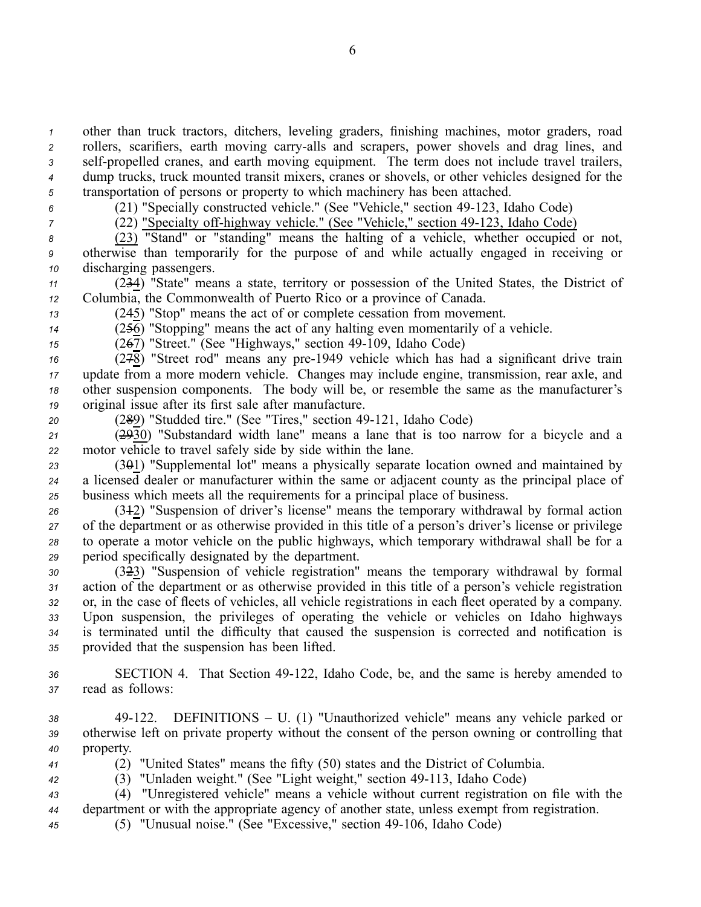other than truck tractors, ditchers, leveling graders, finishing machines, motor graders, road rollers, scarifiers, earth moving carry-alls and scrapers, power shovels and drag lines, and self-propelled cranes, and earth moving equipment. The term does not include travel trailers, dump trucks, truck mounted transit mixers, cranes or shovels, or other vehicles designed for the transportation of persons or property to which machinery has been attached.

(21) "Specially constructed vehicle." (See "Vehicle," section 49-123, Idaho Code)

(22) "Specialty off-highway vehicle." (See "Vehicle," section 49-123, Idaho Code)

(23) "Stand" or "standing" means the halting of a vehicle, whether occupied or not, otherwise than temporarily for the purpose of and while actually engaged in receiving or discharging passengers.

(234) "State" means a state, territory or possession of the United States, the District of Columbia, the Commonwealth of Puerto Rico or a province of Canada.

(245) "Stop" means the act of or complete cessation from movement.

(256) "Stopping" means the act of any halting even momentarily of a vehicle.

(267) "Street." (See "Highways," section 49-109, Idaho Code)

(278) "Street rod" means any pre-1949 vehicle which has had a significant drive train update from a more modern vehicle. Changes may include engine, transmission, rear axle, and other suspension components. The body will be, or resemble the same as the manufacturer's original issue after its first sale after manufacture.

(289) "Studded tire." (See "Tires," section 49-121, Idaho Code)

(2930) "Substandard width lane" means a lane that is too narrow for a bicycle and a motor vehicle to travel safely side by side within the lane.

(301) "Supplemental lot" means a physically separate location owned and maintained by a licensed dealer or manufacturer within the same or adjacent county as the principal place of business which meets all the requirements for a principal place of business.

(312) "Suspension of driver's license" means the temporary withdrawal by formal action of the department or as otherwise provided in this title of a person's driver's license or privilege to operate a motor vehicle on the public highways, which temporary withdrawal shall be for a period specifically designated by the department.

(323) "Suspension of vehicle registration" means the temporary withdrawal by formal action of the department or as otherwise provided in this title of a person's vehicle registration or, in the case of fleets of vehicles, all vehicle registrations in each fleet operated by a company. Upon suspension, the privileges of operating the vehicle or vehicles on Idaho highways is terminated until the difficulty that caused the suspension is corrected and notification is provided that the suspension has been lifted.

SECTION 4. That Section 49-122, Idaho Code, be, and the same is hereby amended to read as follows:

49-122. DEFINITIONS – U. (1) "Unauthorized vehicle" means any vehicle parked or otherwise left on private property without the consent of the person owning or controlling that property.

(2) "United States" means the fifty (50) states and the District of Columbia.

(3) "Unladen weight." (See "Light weight," section 49-113, Idaho Code)

(4) "Unregistered vehicle" means a vehicle without current registration on file with the department or with the appropriate agency of another state, unless exempt from registration.

(5) "Unusual noise." (See "Excessive," section 49-106, Idaho Code)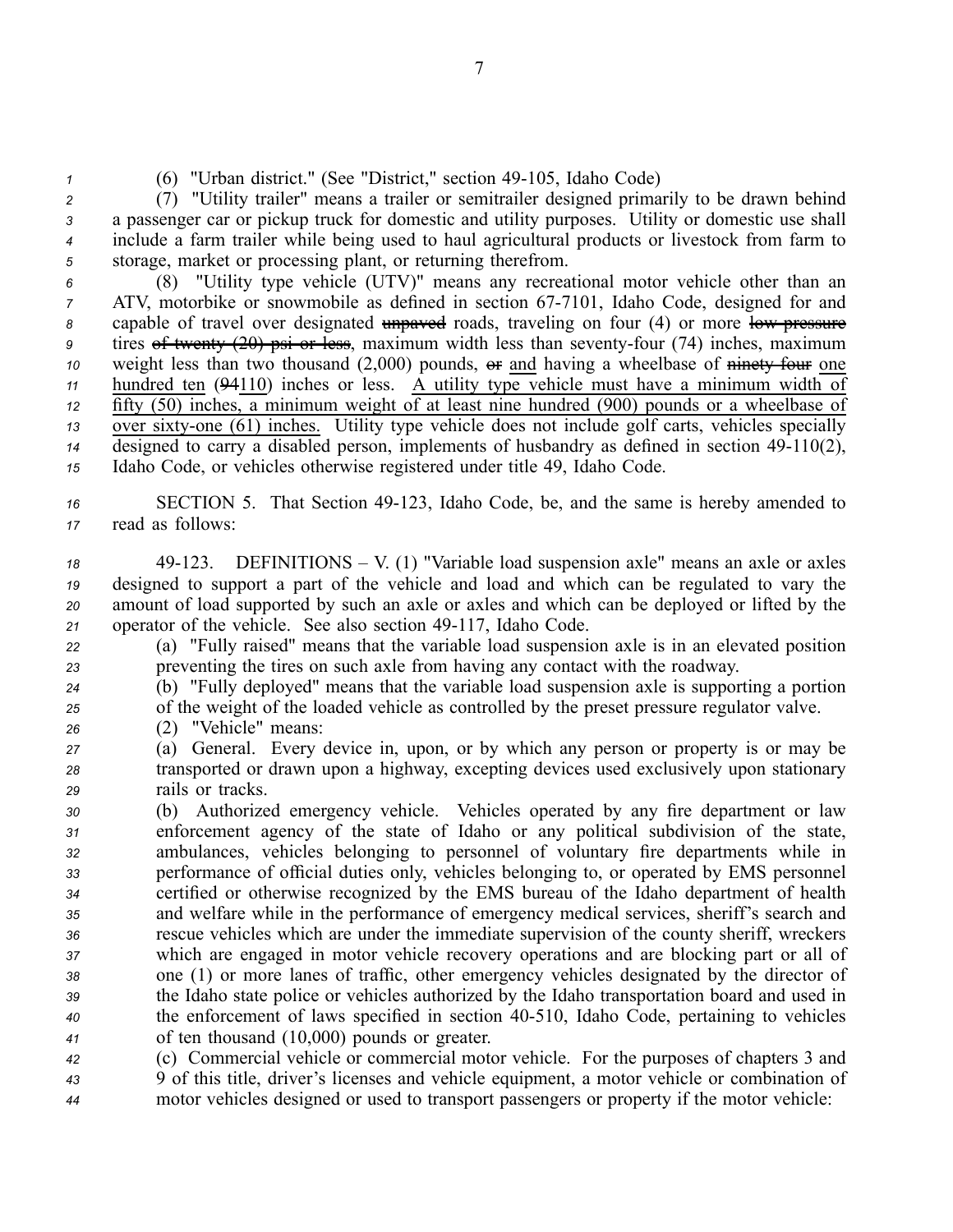(6) "Urban district." (See "District," section 49-105, Idaho Code)

(7) "Utility trailer" means a trailer or semitrailer designed primarily to be drawn behind a passenger car or pickup truck for domestic and utility purposes. Utility or domestic use shall include a farm trailer while being used to haul agricultural products or livestock from farm to storage, market or processing plant, or returning therefrom.

(8) "Utility type vehicle (UTV)" means any recreational motor vehicle other than an ATV, motorbike or snowmobile as defined in section 67-7101, Idaho Code, designed for and capable of travel over designated ~~unpaved~~ roads, traveling on four (4) or more ~~low-pressure~~ tires ~~of twenty (20) psi or less~~, maximum width less than seventy-four (74) inches, maximum weight less than two thousand (2,000) pounds, ~~or~~ <u>and</u> having a wheelbase of ~~ninety-four~~ <u>one hundred ten</u> (~~94~~<u>110</u>) inches or less. <u>A utility type vehicle must have a minimum width of fifty (50) inches, a minimum weight of at least nine hundred (900) pounds or a wheelbase of over sixty-one (61) inches.</u> Utility type vehicle does not include golf carts, vehicles specially designed to carry a disabled person, implements of husbandry as defined in section 49-110(2), Idaho Code, or vehicles otherwise registered under title 49, Idaho Code.

SECTION 5. That Section 49-123, Idaho Code, be, and the same is hereby amended to read as follows:

49-123. DEFINITIONS – V. (1) "Variable load suspension axle" means an axle or axles designed to support a part of the vehicle and load and which can be regulated to vary the amount of load supported by such an axle or axles and which can be deployed or lifted by the operator of the vehicle. See also section 49-117, Idaho Code.

(a) "Fully raised" means that the variable load suspension axle is in an elevated position preventing the tires on such axle from having any contact with the roadway.

(b) "Fully deployed" means that the variable load suspension axle is supporting a portion of the weight of the loaded vehicle as controlled by the preset pressure regulator valve.

(2) "Vehicle" means:

(a) General. Every device in, upon, or by which any person or property is or may be transported or drawn upon a highway, excepting devices used exclusively upon stationary rails or tracks.

(b) Authorized emergency vehicle. Vehicles operated by any fire department or law enforcement agency of the state of Idaho or any political subdivision of the state, ambulances, vehicles belonging to personnel of voluntary fire departments while in performance of official duties only, vehicles belonging to, or operated by EMS personnel certified or otherwise recognized by the EMS bureau of the Idaho department of health and welfare while in the performance of emergency medical services, sheriff's search and rescue vehicles which are under the immediate supervision of the county sheriff, wreckers which are engaged in motor vehicle recovery operations and are blocking part or all of one (1) or more lanes of traffic, other emergency vehicles designated by the director of the Idaho state police or vehicles authorized by the Idaho transportation board and used in the enforcement of laws specified in section 40-510, Idaho Code, pertaining to vehicles of ten thousand (10,000) pounds or greater.

(c) Commercial vehicle or commercial motor vehicle. For the purposes of chapters 3 and 9 of this title, driver's licenses and vehicle equipment, a motor vehicle or combination of motor vehicles designed or used to transport passengers or property if the motor vehicle: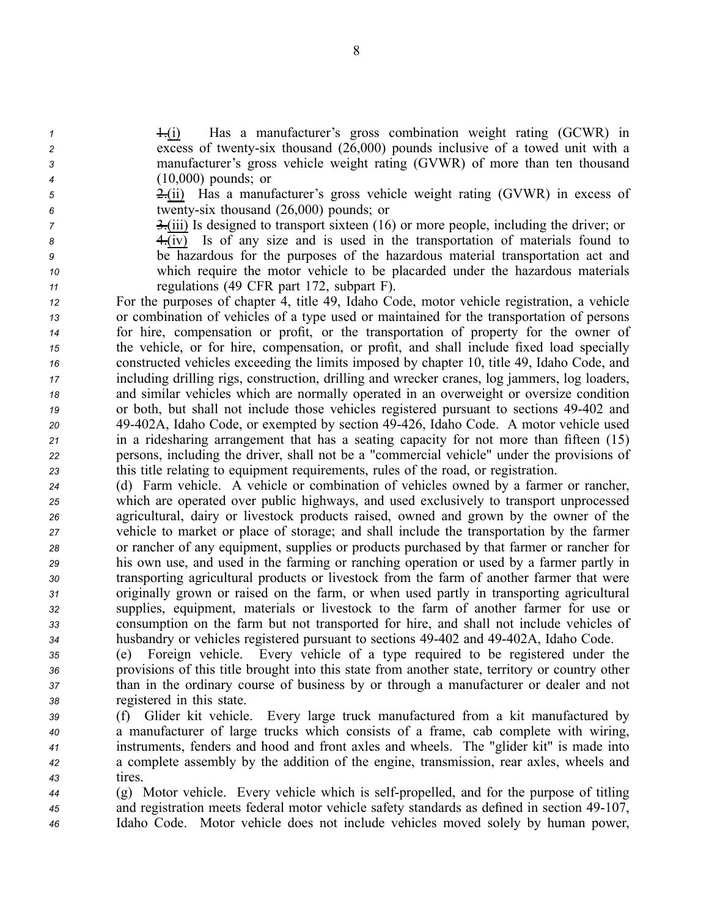~~1.~~(i) Has a manufacturer's gross combination weight rating (GCWR) in excess of twenty-six thousand (26,000) pounds inclusive of a towed unit with a manufacturer's gross vehicle weight rating (GVWR) of more than ten thousand (10,000) pounds; or

~~2.~~(ii) Has a manufacturer's gross vehicle weight rating (GVWR) in excess of twenty-six thousand (26,000) pounds; or

~~3.~~(iii) Is designed to transport sixteen (16) or more people, including the driver; or

~~4.~~(iv) Is of any size and is used in the transportation of materials found to be hazardous for the purposes of the hazardous material transportation act and which require the motor vehicle to be placarded under the hazardous materials regulations (49 CFR part 172, subpart F).

For the purposes of chapter 4, title 49, Idaho Code, motor vehicle registration, a vehicle or combination of vehicles of a type used or maintained for the transportation of persons for hire, compensation or profit, or the transportation of property for the owner of the vehicle, or for hire, compensation, or profit, and shall include fixed load specially constructed vehicles exceeding the limits imposed by chapter 10, title 49, Idaho Code, and including drilling rigs, construction, drilling and wrecker cranes, log jammers, log loaders, and similar vehicles which are normally operated in an overweight or oversize condition or both, but shall not include those vehicles registered pursuant to sections 49-402 and 49-402A, Idaho Code, or exempted by section 49-426, Idaho Code. A motor vehicle used in a ridesharing arrangement that has a seating capacity for not more than fifteen (15) persons, including the driver, shall not be a "commercial vehicle" under the provisions of this title relating to equipment requirements, rules of the road, or registration.

(d) Farm vehicle. A vehicle or combination of vehicles owned by a farmer or rancher, which are operated over public highways, and used exclusively to transport unprocessed agricultural, dairy or livestock products raised, owned and grown by the owner of the vehicle to market or place of storage; and shall include the transportation by the farmer or rancher of any equipment, supplies or products purchased by that farmer or rancher for his own use, and used in the farming or ranching operation or used by a farmer partly in transporting agricultural products or livestock from the farm of another farmer that were originally grown or raised on the farm, or when used partly in transporting agricultural supplies, equipment, materials or livestock to the farm of another farmer for use or consumption on the farm but not transported for hire, and shall not include vehicles of husbandry or vehicles registered pursuant to sections 49-402 and 49-402A, Idaho Code.

(e) Foreign vehicle. Every vehicle of a type required to be registered under the provisions of this title brought into this state from another state, territory or country other than in the ordinary course of business by or through a manufacturer or dealer and not registered in this state.

(f) Glider kit vehicle. Every large truck manufactured from a kit manufactured by a manufacturer of large trucks which consists of a frame, cab complete with wiring, instruments, fenders and hood and front axles and wheels. The "glider kit" is made into a complete assembly by the addition of the engine, transmission, rear axles, wheels and tires.

(g) Motor vehicle. Every vehicle which is self-propelled, and for the purpose of titling and registration meets federal motor vehicle safety standards as defined in section 49-107, Idaho Code. Motor vehicle does not include vehicles moved solely by human power,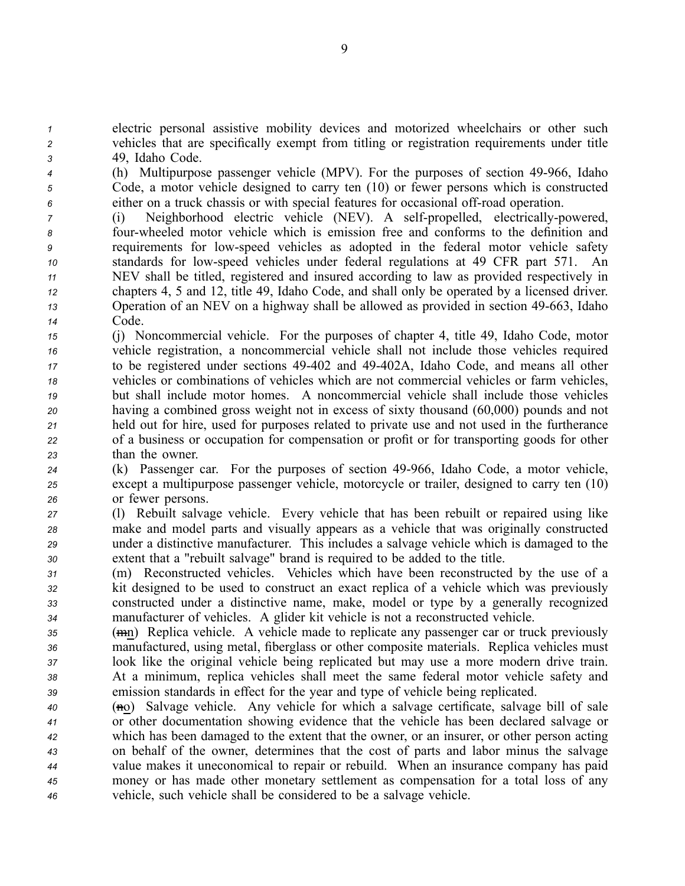electric personal assistive mobility devices and motorized wheelchairs or other such vehicles that are specifically exempt from titling or registration requirements under title 49, Idaho Code.

(h) Multipurpose passenger vehicle (MPV). For the purposes of section 49-966, Idaho Code, a motor vehicle designed to carry ten (10) or fewer persons which is constructed either on a truck chassis or with special features for occasional off-road operation.

(i) Neighborhood electric vehicle (NEV). A self-propelled, electrically-powered, four-wheeled motor vehicle which is emission free and conforms to the definition and requirements for low-speed vehicles as adopted in the federal motor vehicle safety standards for low-speed vehicles under federal regulations at 49 CFR part 571. An NEV shall be titled, registered and insured according to law as provided respectively in chapters 4, 5 and 12, title 49, Idaho Code, and shall only be operated by a licensed driver. Operation of an NEV on a highway shall be allowed as provided in section 49-663, Idaho Code.

(j) Noncommercial vehicle. For the purposes of chapter 4, title 49, Idaho Code, motor vehicle registration, a noncommercial vehicle shall not include those vehicles required to be registered under sections 49-402 and 49-402A, Idaho Code, and means all other vehicles or combinations of vehicles which are not commercial vehicles or farm vehicles, but shall include motor homes. A noncommercial vehicle shall include those vehicles having a combined gross weight not in excess of sixty thousand (60,000) pounds and not held out for hire, used for purposes related to private use and not used in the furtherance of a business or occupation for compensation or profit or for transporting goods for other than the owner.

(k) Passenger car. For the purposes of section 49-966, Idaho Code, a motor vehicle, except a multipurpose passenger vehicle, motorcycle or trailer, designed to carry ten (10) or fewer persons.

(l) Rebuilt salvage vehicle. Every vehicle that has been rebuilt or repaired using like make and model parts and visually appears as a vehicle that was originally constructed under a distinctive manufacturer. This includes a salvage vehicle which is damaged to the extent that a "rebuilt salvage" brand is required to be added to the title.

(m) Reconstructed vehicles. Vehicles which have been reconstructed by the use of a kit designed to be used to construct an exact replica of a vehicle which was previously constructed under a distinctive name, make, model or type by a generally recognized manufacturer of vehicles. A glider kit vehicle is not a reconstructed vehicle.

(~~m~~n) Replica vehicle. A vehicle made to replicate any passenger car or truck previously manufactured, using metal, fiberglass or other composite materials. Replica vehicles must look like the original vehicle being replicated but may use a more modern drive train. At a minimum, replica vehicles shall meet the same federal motor vehicle safety and emission standards in effect for the year and type of vehicle being replicated.

(~~n~~o) Salvage vehicle. Any vehicle for which a salvage certificate, salvage bill of sale or other documentation showing evidence that the vehicle has been declared salvage or which has been damaged to the extent that the owner, or an insurer, or other person acting on behalf of the owner, determines that the cost of parts and labor minus the salvage value makes it uneconomical to repair or rebuild. When an insurance company has paid money or has made other monetary settlement as compensation for a total loss of any vehicle, such vehicle shall be considered to be a salvage vehicle.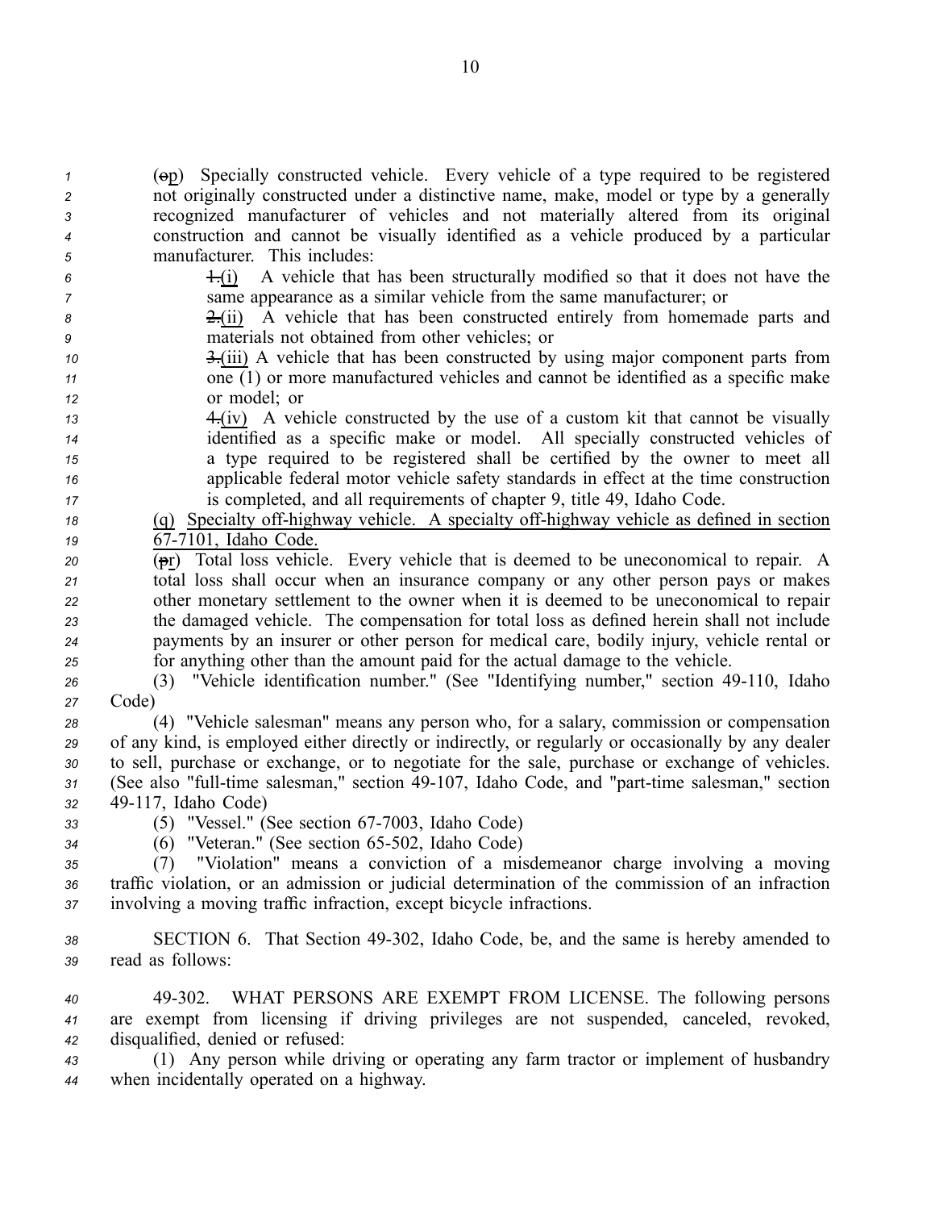(~~o~~p) Specially constructed vehicle. Every vehicle of a type required to be registered not originally constructed under a distinctive name, make, model or type by a generally recognized manufacturer of vehicles and not materially altered from its original construction and cannot be visually identified as a vehicle produced by a particular manufacturer. This includes:

~~1.~~(i) A vehicle that has been structurally modified so that it does not have the same appearance as a similar vehicle from the same manufacturer; or

~~2.~~(ii) A vehicle that has been constructed entirely from homemade parts and materials not obtained from other vehicles; or

~~3.~~(iii) A vehicle that has been constructed by using major component parts from one (1) or more manufactured vehicles and cannot be identified as a specific make or model; or

~~4.~~(iv) A vehicle constructed by the use of a custom kit that cannot be visually identified as a specific make or model. All specially constructed vehicles of a type required to be registered shall be certified by the owner to meet all applicable federal motor vehicle safety standards in effect at the time construction is completed, and all requirements of chapter 9, title 49, Idaho Code.

<u>(q) Specialty off-highway vehicle. A specialty off-highway vehicle as defined in section 67-7101, Idaho Code.</u>

(~~p~~r) Total loss vehicle. Every vehicle that is deemed to be uneconomical to repair. A total loss shall occur when an insurance company or any other person pays or makes other monetary settlement to the owner when it is deemed to be uneconomical to repair the damaged vehicle. The compensation for total loss as defined herein shall not include payments by an insurer or other person for medical care, bodily injury, vehicle rental or for anything other than the amount paid for the actual damage to the vehicle.

(3) "Vehicle identification number." (See "Identifying number," section 49-110, Idaho Code)

(4) "Vehicle salesman" means any person who, for a salary, commission or compensation of any kind, is employed either directly or indirectly, or regularly or occasionally by any dealer to sell, purchase or exchange, or to negotiate for the sale, purchase or exchange of vehicles. (See also "full-time salesman," section 49-107, Idaho Code, and "part-time salesman," section 49-117, Idaho Code)

(5) "Vessel." (See section 67-7003, Idaho Code)

(6) "Veteran." (See section 65-502, Idaho Code)

(7) "Violation" means a conviction of a misdemeanor charge involving a moving traffic violation, or an admission or judicial determination of the commission of an infraction involving a moving traffic infraction, except bicycle infractions.

SECTION 6. That Section 49-302, Idaho Code, be, and the same is hereby amended to read as follows:

49-302. WHAT PERSONS ARE EXEMPT FROM LICENSE. The following persons are exempt from licensing if driving privileges are not suspended, canceled, revoked, disqualified, denied or refused:

(1) Any person while driving or operating any farm tractor or implement of husbandry when incidentally operated on a highway.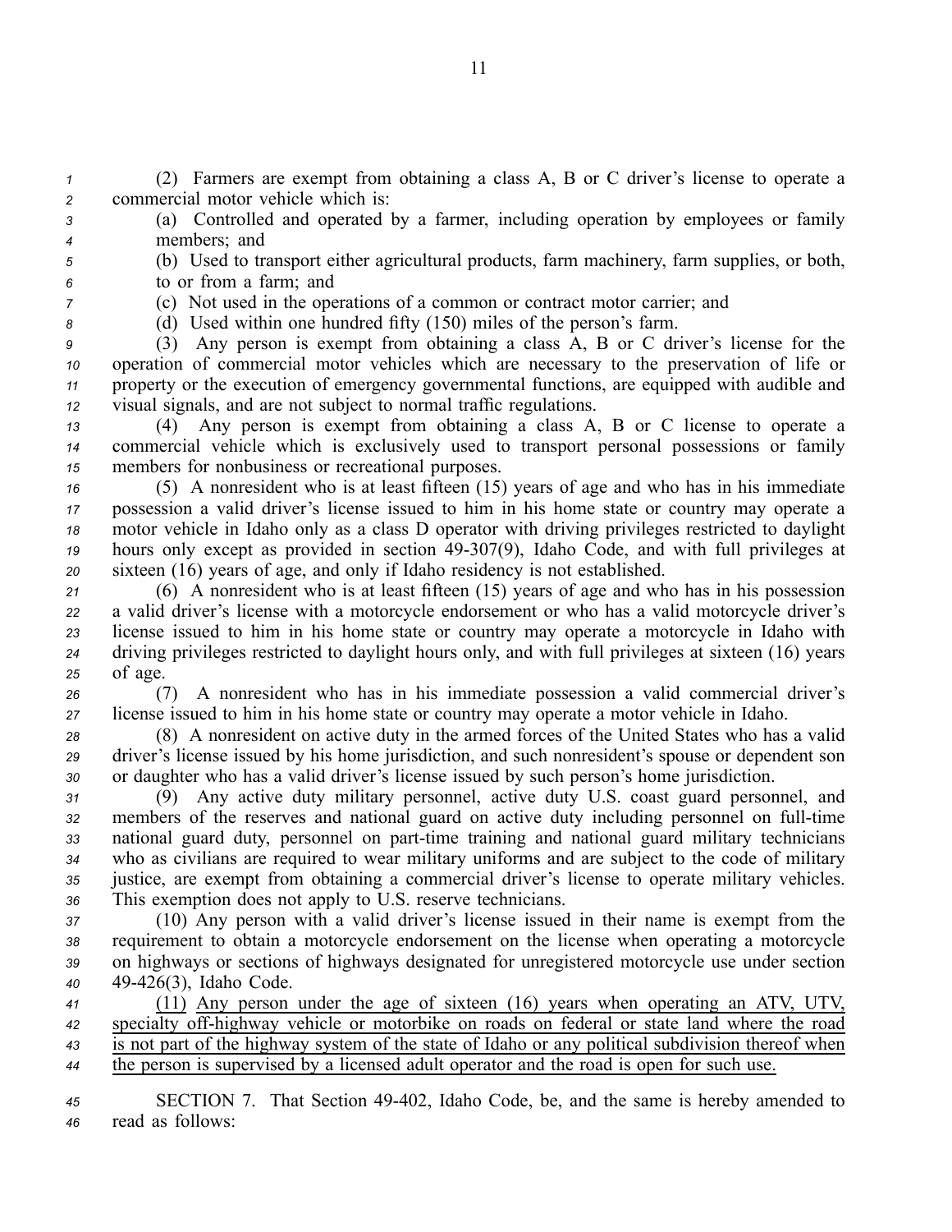(2) Farmers are exempt from obtaining a class A, B or C driver's license to operate a commercial motor vehicle which is:

(a) Controlled and operated by a farmer, including operation by employees or family members; and

(b) Used to transport either agricultural products, farm machinery, farm supplies, or both, to or from a farm; and

(c) Not used in the operations of a common or contract motor carrier; and

(d) Used within one hundred fifty (150) miles of the person's farm.

(3) Any person is exempt from obtaining a class A, B or C driver's license for the operation of commercial motor vehicles which are necessary to the preservation of life or property or the execution of emergency governmental functions, are equipped with audible and visual signals, and are not subject to normal traffic regulations.

(4) Any person is exempt from obtaining a class A, B or C license to operate a commercial vehicle which is exclusively used to transport personal possessions or family members for nonbusiness or recreational purposes.

(5) A nonresident who is at least fifteen (15) years of age and who has in his immediate possession a valid driver's license issued to him in his home state or country may operate a motor vehicle in Idaho only as a class D operator with driving privileges restricted to daylight hours only except as provided in section 49-307(9), Idaho Code, and with full privileges at sixteen (16) years of age, and only if Idaho residency is not established.

(6) A nonresident who is at least fifteen (15) years of age and who has in his possession a valid driver's license with a motorcycle endorsement or who has a valid motorcycle driver's license issued to him in his home state or country may operate a motorcycle in Idaho with driving privileges restricted to daylight hours only, and with full privileges at sixteen (16) years of age.

(7) A nonresident who has in his immediate possession a valid commercial driver's license issued to him in his home state or country may operate a motor vehicle in Idaho.

(8) A nonresident on active duty in the armed forces of the United States who has a valid driver's license issued by his home jurisdiction, and such nonresident's spouse or dependent son or daughter who has a valid driver's license issued by such person's home jurisdiction.

(9) Any active duty military personnel, active duty U.S. coast guard personnel, and members of the reserves and national guard on active duty including personnel on full-time national guard duty, personnel on part-time training and national guard military technicians who as civilians are required to wear military uniforms and are subject to the code of military justice, are exempt from obtaining a commercial driver's license to operate military vehicles. This exemption does not apply to U.S. reserve technicians.

(10) Any person with a valid driver's license issued in their name is exempt from the requirement to obtain a motorcycle endorsement on the license when operating a motorcycle on highways or sections of highways designated for unregistered motorcycle use under section 49-426(3), Idaho Code.

<u>(11) Any person under the age of sixteen (16) years when operating an ATV, UTV, specialty off-highway vehicle or motorbike on roads on federal or state land where the road is not part of the highway system of the state of Idaho or any political subdivision thereof when the person is supervised by a licensed adult operator and the road is open for such use.</u>

SECTION 7. That Section 49-402, Idaho Code, be, and the same is hereby amended to read as follows: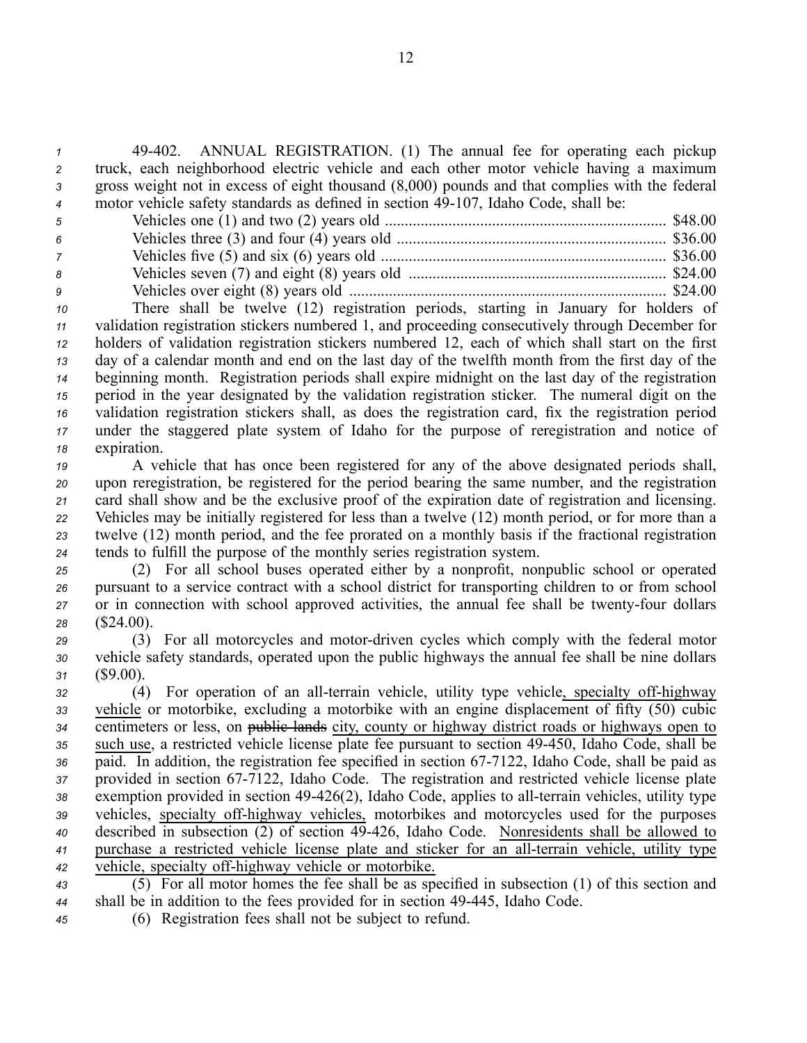49-402. ANNUAL REGISTRATION. (1) The annual fee for operating each pickup truck, each neighborhood electric vehicle and each other motor vehicle having a maximum gross weight not in excess of eight thousand (8,000) pounds and that complies with the federal motor vehicle safety standards as defined in section 49-107, Idaho Code, shall be:

| | |
|---|---|
| Vehicles one (1) and two (2) years old | $48.00 |
| Vehicles three (3) and four (4) years old | $36.00 |
| Vehicles five (5) and six (6) years old | $36.00 |
| Vehicles seven (7) and eight (8) years old | $24.00 |
| Vehicles over eight (8) years old | $24.00 |

There shall be twelve (12) registration periods, starting in January for holders of validation registration stickers numbered 1, and proceeding consecutively through December for holders of validation registration stickers numbered 12, each of which shall start on the first day of a calendar month and end on the last day of the twelfth month from the first day of the beginning month. Registration periods shall expire midnight on the last day of the registration period in the year designated by the validation registration sticker. The numeral digit on the validation registration stickers shall, as does the registration card, fix the registration period under the staggered plate system of Idaho for the purpose of reregistration and notice of expiration.

A vehicle that has once been registered for any of the above designated periods shall, upon reregistration, be registered for the period bearing the same number, and the registration card shall show and be the exclusive proof of the expiration date of registration and licensing. Vehicles may be initially registered for less than a twelve (12) month period, or for more than a twelve (12) month period, and the fee prorated on a monthly basis if the fractional registration tends to fulfill the purpose of the monthly series registration system.

(2) For all school buses operated either by a nonprofit, nonpublic school or operated pursuant to a service contract with a school district for transporting children to or from school or in connection with school approved activities, the annual fee shall be twenty-four dollars ($24.00).

(3) For all motorcycles and motor-driven cycles which comply with the federal motor vehicle safety standards, operated upon the public highways the annual fee shall be nine dollars ($9.00).

(4) For operation of an all-terrain vehicle, utility type vehicle<u>, specialty off-highway vehicle</u> or motorbike, excluding a motorbike with an engine displacement of fifty (50) cubic centimeters or less, on ~~public lands~~ <u>city, county or highway district roads or highways open to such use</u>, a restricted vehicle license plate fee pursuant to section 49-450, Idaho Code, shall be paid. In addition, the registration fee specified in section 67-7122, Idaho Code, shall be paid as provided in section 67-7122, Idaho Code. The registration and restricted vehicle license plate exemption provided in section 49-426(2), Idaho Code, applies to all-terrain vehicles, utility type vehicles, <u>specialty off-highway vehicles,</u> motorbikes and motorcycles used for the purposes described in subsection (2) of section 49-426, Idaho Code. <u>Nonresidents shall be allowed to purchase a restricted vehicle license plate and sticker for an all-terrain vehicle, utility type vehicle, specialty off-highway vehicle or motorbike.</u>

(5) For all motor homes the fee shall be as specified in subsection (1) of this section and shall be in addition to the fees provided for in section 49-445, Idaho Code.

(6) Registration fees shall not be subject to refund.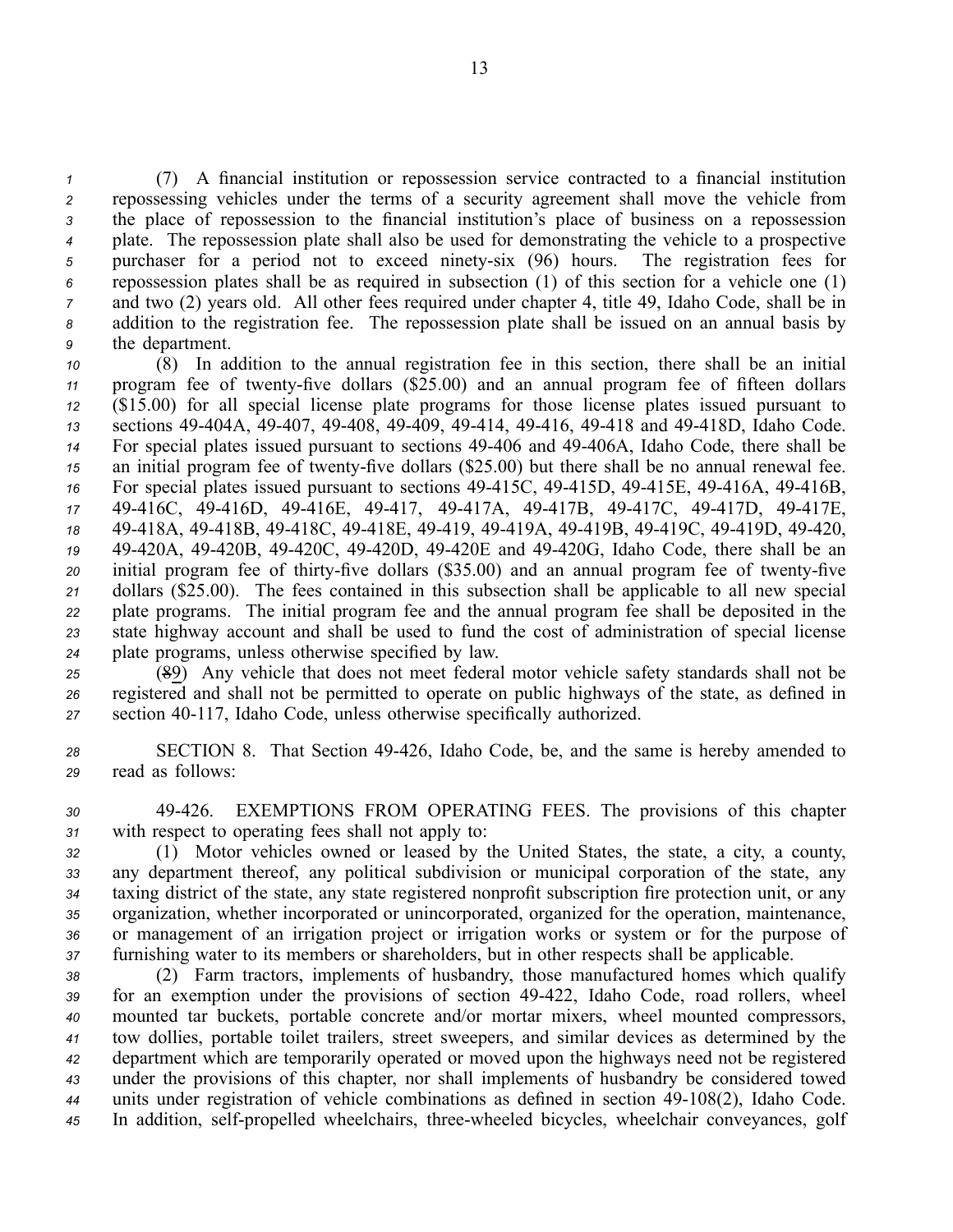(7) A financial institution or repossession service contracted to a financial institution repossessing vehicles under the terms of a security agreement shall move the vehicle from the place of repossession to the financial institution's place of business on a repossession plate. The repossession plate shall also be used for demonstrating the vehicle to a prospective purchaser for a period not to exceed ninety-six (96) hours. The registration fees for repossession plates shall be as required in subsection (1) of this section for a vehicle one (1) and two (2) years old. All other fees required under chapter 4, title 49, Idaho Code, shall be in addition to the registration fee. The repossession plate shall be issued on an annual basis by the department.

(8) In addition to the annual registration fee in this section, there shall be an initial program fee of twenty-five dollars ($25.00) and an annual program fee of fifteen dollars ($15.00) for all special license plate programs for those license plates issued pursuant to sections 49-404A, 49-407, 49-408, 49-409, 49-414, 49-416, 49-418 and 49-418D, Idaho Code. For special plates issued pursuant to sections 49-406 and 49-406A, Idaho Code, there shall be an initial program fee of twenty-five dollars ($25.00) but there shall be no annual renewal fee. For special plates issued pursuant to sections 49-415C, 49-415D, 49-415E, 49-416A, 49-416B, 49-416C, 49-416D, 49-416E, 49-417, 49-417A, 49-417B, 49-417C, 49-417D, 49-417E, 49-418A, 49-418B, 49-418C, 49-418E, 49-419, 49-419A, 49-419B, 49-419C, 49-419D, 49-420, 49-420A, 49-420B, 49-420C, 49-420D, 49-420E and 49-420G, Idaho Code, there shall be an initial program fee of thirty-five dollars ($35.00) and an annual program fee of twenty-five dollars ($25.00). The fees contained in this subsection shall be applicable to all new special plate programs. The initial program fee and the annual program fee shall be deposited in the state highway account and shall be used to fund the cost of administration of special license plate programs, unless otherwise specified by law.

(~~8~~9) Any vehicle that does not meet federal motor vehicle safety standards shall not be registered and shall not be permitted to operate on public highways of the state, as defined in section 40-117, Idaho Code, unless otherwise specifically authorized.

SECTION 8. That Section 49-426, Idaho Code, be, and the same is hereby amended to read as follows:

49-426. EXEMPTIONS FROM OPERATING FEES. The provisions of this chapter with respect to operating fees shall not apply to:

(1) Motor vehicles owned or leased by the United States, the state, a city, a county, any department thereof, any political subdivision or municipal corporation of the state, any taxing district of the state, any state registered nonprofit subscription fire protection unit, or any organization, whether incorporated or unincorporated, organized for the operation, maintenance, or management of an irrigation project or irrigation works or system or for the purpose of furnishing water to its members or shareholders, but in other respects shall be applicable.

(2) Farm tractors, implements of husbandry, those manufactured homes which qualify for an exemption under the provisions of section 49-422, Idaho Code, road rollers, wheel mounted tar buckets, portable concrete and/or mortar mixers, wheel mounted compressors, tow dollies, portable toilet trailers, street sweepers, and similar devices as determined by the department which are temporarily operated or moved upon the highways need not be registered under the provisions of this chapter, nor shall implements of husbandry be considered towed units under registration of vehicle combinations as defined in section 49-108(2), Idaho Code. In addition, self-propelled wheelchairs, three-wheeled bicycles, wheelchair conveyances, golf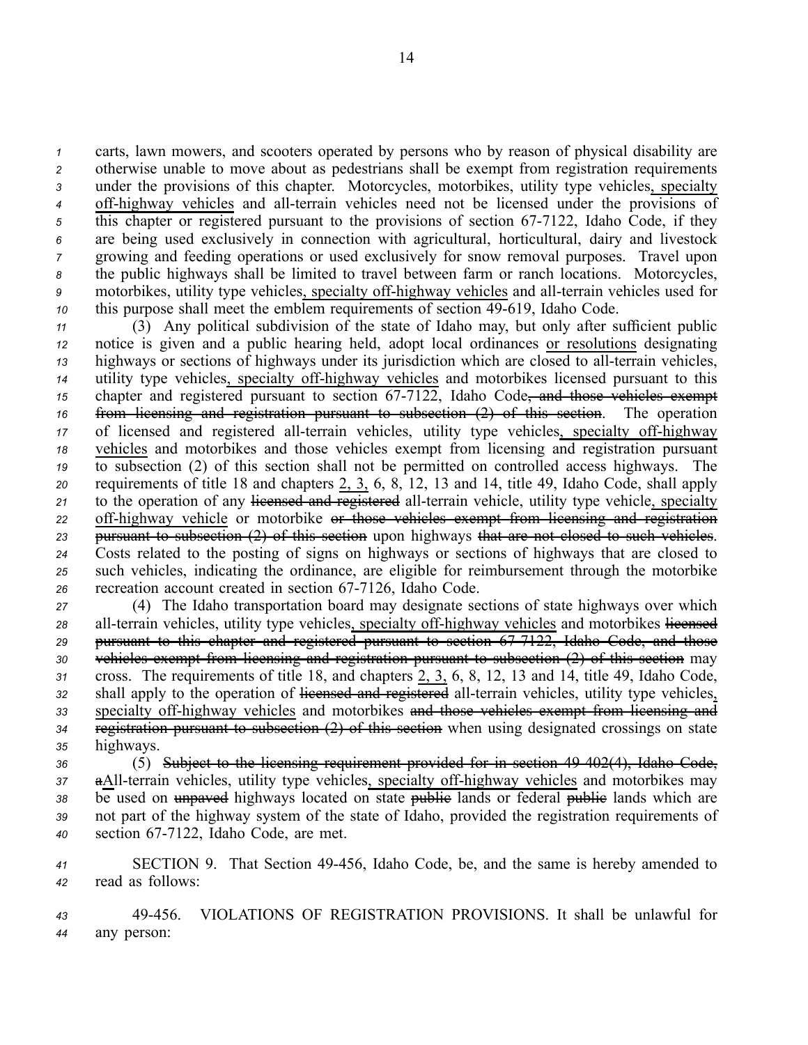carts, lawn mowers, and scooters operated by persons who by reason of physical disability are otherwise unable to move about as pedestrians shall be exempt from registration requirements under the provisions of this chapter. Motorcycles, motorbikes, utility type vehicles, specialty off-highway vehicles and all-terrain vehicles need not be licensed under the provisions of this chapter or registered pursuant to the provisions of section 67-7122, Idaho Code, if they are being used exclusively in connection with agricultural, horticultural, dairy and livestock growing and feeding operations or used exclusively for snow removal purposes. Travel upon the public highways shall be limited to travel between farm or ranch locations. Motorcycles, motorbikes, utility type vehicles, specialty off-highway vehicles and all-terrain vehicles used for this purpose shall meet the emblem requirements of section 49-619, Idaho Code.

(3) Any political subdivision of the state of Idaho may, but only after sufficient public notice is given and a public hearing held, adopt local ordinances or resolutions designating highways or sections of highways under its jurisdiction which are closed to all-terrain vehicles, utility type vehicles, specialty off-highway vehicles and motorbikes licensed pursuant to this chapter and registered pursuant to section 67-7122, Idaho Code~~, and those vehicles exempt from licensing and registration pursuant to subsection (2) of this section~~. The operation of licensed and registered all-terrain vehicles, utility type vehicles, specialty off-highway vehicles and motorbikes and those vehicles exempt from licensing and registration pursuant to subsection (2) of this section shall not be permitted on controlled access highways. The requirements of title 18 and chapters 2, 3, 6, 8, 12, 13 and 14, title 49, Idaho Code, shall apply to the operation of any ~~licensed and registered~~ all-terrain vehicle, utility type vehicle, specialty off-highway vehicle or motorbike ~~or those vehicles exempt from licensing and registration pursuant to subsection (2) of this section~~ upon highways ~~that are not closed to such vehicles~~. Costs related to the posting of signs on highways or sections of highways that are closed to such vehicles, indicating the ordinance, are eligible for reimbursement through the motorbike recreation account created in section 67-7126, Idaho Code.

(4) The Idaho transportation board may designate sections of state highways over which all-terrain vehicles, utility type vehicles, specialty off-highway vehicles and motorbikes ~~licensed pursuant to this chapter and registered pursuant to section 67-7122, Idaho Code, and those vehicles exempt from licensing and registration pursuant to subsection (2) of this section~~ may cross. The requirements of title 18, and chapters 2, 3, 6, 8, 12, 13 and 14, title 49, Idaho Code, shall apply to the operation of ~~licensed and registered~~ all-terrain vehicles, utility type vehicles, specialty off-highway vehicles and motorbikes ~~and those vehicles exempt from licensing and registration pursuant to subsection (2) of this section~~ when using designated crossings on state highways.

(5) ~~Subject to the licensing requirement provided for in section 49-402(4), Idaho Code, a~~All-terrain vehicles, utility type vehicles, specialty off-highway vehicles and motorbikes may be used on ~~unpaved~~ highways located on state ~~public~~ lands or federal ~~public~~ lands which are not part of the highway system of the state of Idaho, provided the registration requirements of section 67-7122, Idaho Code, are met.

SECTION 9. That Section 49-456, Idaho Code, be, and the same is hereby amended to read as follows:

49-456. VIOLATIONS OF REGISTRATION PROVISIONS. It shall be unlawful for any person: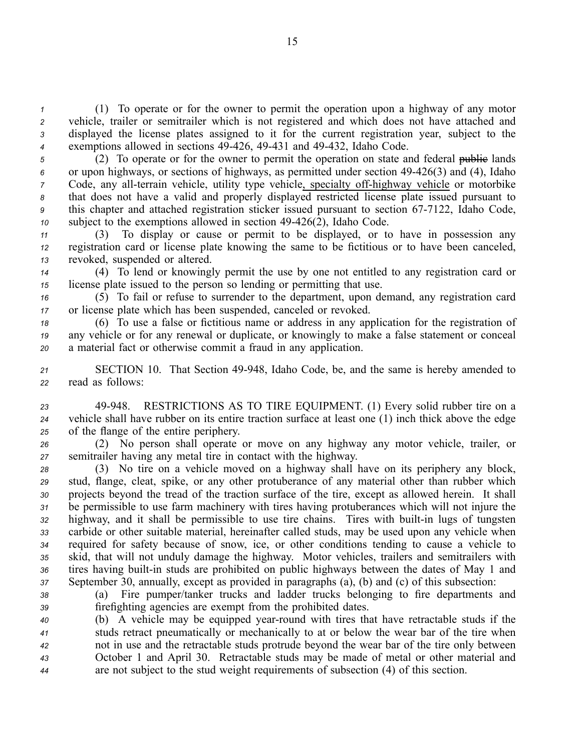(1) To operate or for the owner to permit the operation upon a highway of any motor vehicle, trailer or semitrailer which is not registered and which does not have attached and displayed the license plates assigned to it for the current registration year, subject to the exemptions allowed in sections 49-426, 49-431 and 49-432, Idaho Code.

(2) To operate or for the owner to permit the operation on state and federal ~~public~~ lands or upon highways, or sections of highways, as permitted under section 49-426(3) and (4), Idaho Code, any all-terrain vehicle, utility type vehicle, specialty off-highway vehicle or motorbike that does not have a valid and properly displayed restricted license plate issued pursuant to this chapter and attached registration sticker issued pursuant to section 67-7122, Idaho Code, subject to the exemptions allowed in section 49-426(2), Idaho Code.

(3) To display or cause or permit to be displayed, or to have in possession any registration card or license plate knowing the same to be fictitious or to have been canceled, revoked, suspended or altered.

(4) To lend or knowingly permit the use by one not entitled to any registration card or license plate issued to the person so lending or permitting that use.

(5) To fail or refuse to surrender to the department, upon demand, any registration card or license plate which has been suspended, canceled or revoked.

(6) To use a false or fictitious name or address in any application for the registration of any vehicle or for any renewal or duplicate, or knowingly to make a false statement or conceal a material fact or otherwise commit a fraud in any application.

SECTION 10. That Section 49-948, Idaho Code, be, and the same is hereby amended to read as follows:

49-948. RESTRICTIONS AS TO TIRE EQUIPMENT. (1) Every solid rubber tire on a vehicle shall have rubber on its entire traction surface at least one (1) inch thick above the edge of the flange of the entire periphery.

(2) No person shall operate or move on any highway any motor vehicle, trailer, or semitrailer having any metal tire in contact with the highway.

(3) No tire on a vehicle moved on a highway shall have on its periphery any block, stud, flange, cleat, spike, or any other protuberance of any material other than rubber which projects beyond the tread of the traction surface of the tire, except as allowed herein. It shall be permissible to use farm machinery with tires having protuberances which will not injure the highway, and it shall be permissible to use tire chains. Tires with built-in lugs of tungsten carbide or other suitable material, hereinafter called studs, may be used upon any vehicle when required for safety because of snow, ice, or other conditions tending to cause a vehicle to skid, that will not unduly damage the highway. Motor vehicles, trailers and semitrailers with tires having built-in studs are prohibited on public highways between the dates of May 1 and September 30, annually, except as provided in paragraphs (a), (b) and (c) of this subsection:

(a) Fire pumper/tanker trucks and ladder trucks belonging to fire departments and firefighting agencies are exempt from the prohibited dates.

(b) A vehicle may be equipped year-round with tires that have retractable studs if the studs retract pneumatically or mechanically to at or below the wear bar of the tire when not in use and the retractable studs protrude beyond the wear bar of the tire only between October 1 and April 30. Retractable studs may be made of metal or other material and are not subject to the stud weight requirements of subsection (4) of this section.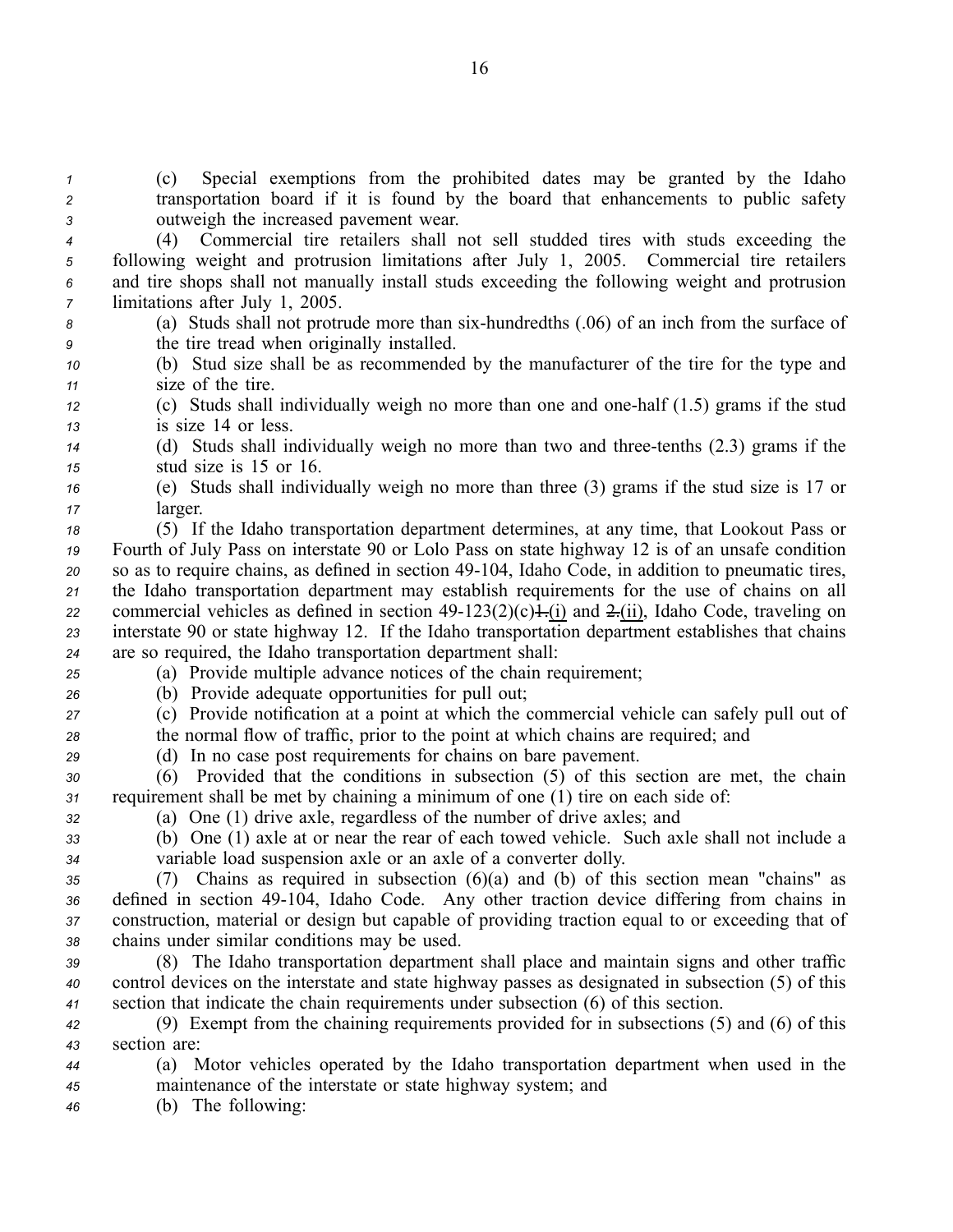(c) Special exemptions from the prohibited dates may be granted by the Idaho transportation board if it is found by the board that enhancements to public safety outweigh the increased pavement wear.

(4) Commercial tire retailers shall not sell studded tires with studs exceeding the following weight and protrusion limitations after July 1, 2005. Commercial tire retailers and tire shops shall not manually install studs exceeding the following weight and protrusion limitations after July 1, 2005.

(a) Studs shall not protrude more than six-hundredths (.06) of an inch from the surface of the tire tread when originally installed.

(b) Stud size shall be as recommended by the manufacturer of the tire for the type and size of the tire.

(c) Studs shall individually weigh no more than one and one-half (1.5) grams if the stud is size 14 or less.

(d) Studs shall individually weigh no more than two and three-tenths (2.3) grams if the stud size is 15 or 16.

(e) Studs shall individually weigh no more than three (3) grams if the stud size is 17 or larger.

(5) If the Idaho transportation department determines, at any time, that Lookout Pass or Fourth of July Pass on interstate 90 or Lolo Pass on state highway 12 is of an unsafe condition so as to require chains, as defined in section 49-104, Idaho Code, in addition to pneumatic tires, the Idaho transportation department may establish requirements for the use of chains on all commercial vehicles as defined in section 49-123(2)(c)~~1.~~(i) and ~~2.~~(ii), Idaho Code, traveling on interstate 90 or state highway 12. If the Idaho transportation department establishes that chains are so required, the Idaho transportation department shall:

(a) Provide multiple advance notices of the chain requirement;

(b) Provide adequate opportunities for pull out;

(c) Provide notification at a point at which the commercial vehicle can safely pull out of the normal flow of traffic, prior to the point at which chains are required; and

(d) In no case post requirements for chains on bare pavement.

(6) Provided that the conditions in subsection (5) of this section are met, the chain requirement shall be met by chaining a minimum of one (1) tire on each side of:

(a) One (1) drive axle, regardless of the number of drive axles; and

(b) One (1) axle at or near the rear of each towed vehicle. Such axle shall not include a variable load suspension axle or an axle of a converter dolly.

(7) Chains as required in subsection (6)(a) and (b) of this section mean "chains" as defined in section 49-104, Idaho Code. Any other traction device differing from chains in construction, material or design but capable of providing traction equal to or exceeding that of chains under similar conditions may be used.

(8) The Idaho transportation department shall place and maintain signs and other traffic control devices on the interstate and state highway passes as designated in subsection (5) of this section that indicate the chain requirements under subsection (6) of this section.

(9) Exempt from the chaining requirements provided for in subsections (5) and (6) of this section are:

(a) Motor vehicles operated by the Idaho transportation department when used in the maintenance of the interstate or state highway system; and

(b) The following: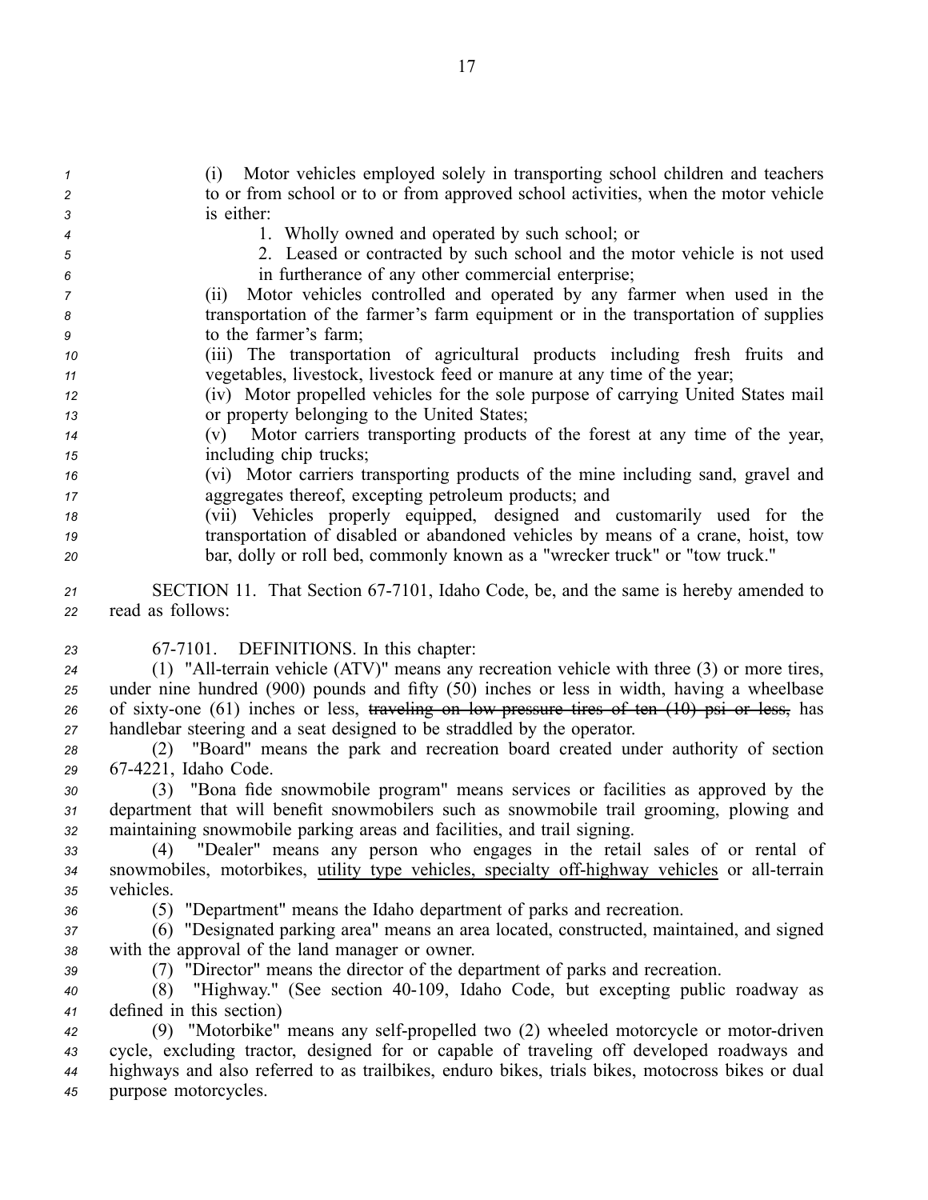(i) Motor vehicles employed solely in transporting school children and teachers to or from school or to or from approved school activities, when the motor vehicle is either:

1. Wholly owned and operated by such school; or
2. Leased or contracted by such school and the motor vehicle is not used in furtherance of any other commercial enterprise;

(ii) Motor vehicles controlled and operated by any farmer when used in the transportation of the farmer's farm equipment or in the transportation of supplies to the farmer's farm;

(iii) The transportation of agricultural products including fresh fruits and vegetables, livestock, livestock feed or manure at any time of the year;

(iv) Motor propelled vehicles for the sole purpose of carrying United States mail or property belonging to the United States;

(v) Motor carriers transporting products of the forest at any time of the year, including chip trucks;

(vi) Motor carriers transporting products of the mine including sand, gravel and aggregates thereof, excepting petroleum products; and

(vii) Vehicles properly equipped, designed and customarily used for the transportation of disabled or abandoned vehicles by means of a crane, hoist, tow bar, dolly or roll bed, commonly known as a "wrecker truck" or "tow truck."

SECTION 11. That Section 67-7101, Idaho Code, be, and the same is hereby amended to read as follows:

67-7101. DEFINITIONS. In this chapter:

(1) "All-terrain vehicle (ATV)" means any recreation vehicle with three (3) or more tires, under nine hundred (900) pounds and fifty (50) inches or less in width, having a wheelbase of sixty-one (61) inches or less, ~~traveling on low pressure tires of ten (10) psi or less,~~ has handlebar steering and a seat designed to be straddled by the operator.

(2) "Board" means the park and recreation board created under authority of section 67-4221, Idaho Code.

(3) "Bona fide snowmobile program" means services or facilities as approved by the department that will benefit snowmobilers such as snowmobile trail grooming, plowing and maintaining snowmobile parking areas and facilities, and trail signing.

(4) "Dealer" means any person who engages in the retail sales of or rental of snowmobiles, motorbikes, <u>utility type vehicles, specialty off-highway vehicles</u> or all-terrain vehicles.

(5) "Department" means the Idaho department of parks and recreation.

(6) "Designated parking area" means an area located, constructed, maintained, and signed with the approval of the land manager or owner.

(7) "Director" means the director of the department of parks and recreation.

(8) "Highway." (See section 40-109, Idaho Code, but excepting public roadway as defined in this section)

(9) "Motorbike" means any self-propelled two (2) wheeled motorcycle or motor-driven cycle, excluding tractor, designed for or capable of traveling off developed roadways and highways and also referred to as trailbikes, enduro bikes, trials bikes, motocross bikes or dual purpose motorcycles.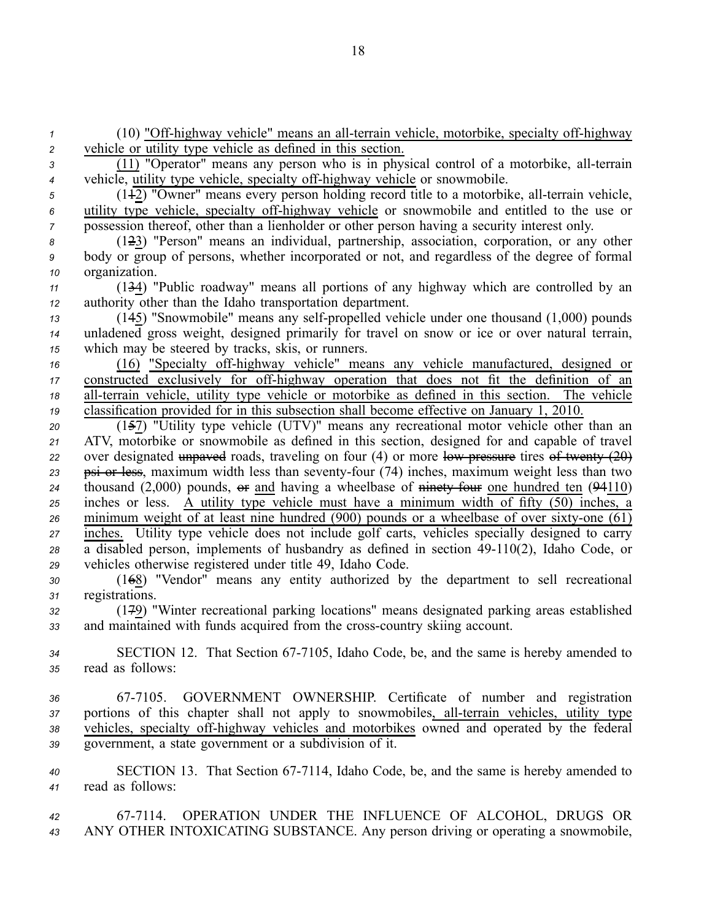(10) "Off-highway vehicle" means an all-terrain vehicle, motorbike, specialty off-highway vehicle or utility type vehicle as defined in this section.

(11) "Operator" means any person who is in physical control of a motorbike, all-terrain vehicle, utility type vehicle, specialty off-highway vehicle or snowmobile.

(112) "Owner" means every person holding record title to a motorbike, all-terrain vehicle, utility type vehicle, specialty off-highway vehicle or snowmobile and entitled to the use or possession thereof, other than a lienholder or other person having a security interest only.

(123) "Person" means an individual, partnership, association, corporation, or any other body or group of persons, whether incorporated or not, and regardless of the degree of formal organization.

(134) "Public roadway" means all portions of any highway which are controlled by an authority other than the Idaho transportation department.

(145) "Snowmobile" means any self-propelled vehicle under one thousand (1,000) pounds unladened gross weight, designed primarily for travel on snow or ice or over natural terrain, which may be steered by tracks, skis, or runners.

(16) "Specialty off-highway vehicle" means any vehicle manufactured, designed or constructed exclusively for off-highway operation that does not fit the definition of an all-terrain vehicle, utility type vehicle or motorbike as defined in this section. The vehicle classification provided for in this subsection shall become effective on January 1, 2010.

(157) "Utility type vehicle (UTV)" means any recreational motor vehicle other than an ATV, motorbike or snowmobile as defined in this section, designed for and capable of travel over designated unpaved roads, traveling on four (4) or more low-pressure tires of twenty (20) psi or less, maximum width less than seventy-four (74) inches, maximum weight less than two thousand (2,000) pounds, or and having a wheelbase of ninety-four one hundred ten (94110) inches or less. A utility type vehicle must have a minimum width of fifty (50) inches, a minimum weight of at least nine hundred (900) pounds or a wheelbase of over sixty-one (61) inches. Utility type vehicle does not include golf carts, vehicles specially designed to carry a disabled person, implements of husbandry as defined in section 49-110(2), Idaho Code, or vehicles otherwise registered under title 49, Idaho Code.

(168) "Vendor" means any entity authorized by the department to sell recreational registrations.

(179) "Winter recreational parking locations" means designated parking areas established and maintained with funds acquired from the cross-country skiing account.

SECTION 12. That Section 67-7105, Idaho Code, be, and the same is hereby amended to read as follows:

67-7105. GOVERNMENT OWNERSHIP. Certificate of number and registration portions of this chapter shall not apply to snowmobiles, all-terrain vehicles, utility type vehicles, specialty off-highway vehicles and motorbikes owned and operated by the federal government, a state government or a subdivision of it.

SECTION 13. That Section 67-7114, Idaho Code, be, and the same is hereby amended to read as follows:

67-7114. OPERATION UNDER THE INFLUENCE OF ALCOHOL, DRUGS OR ANY OTHER INTOXICATING SUBSTANCE. Any person driving or operating a snowmobile,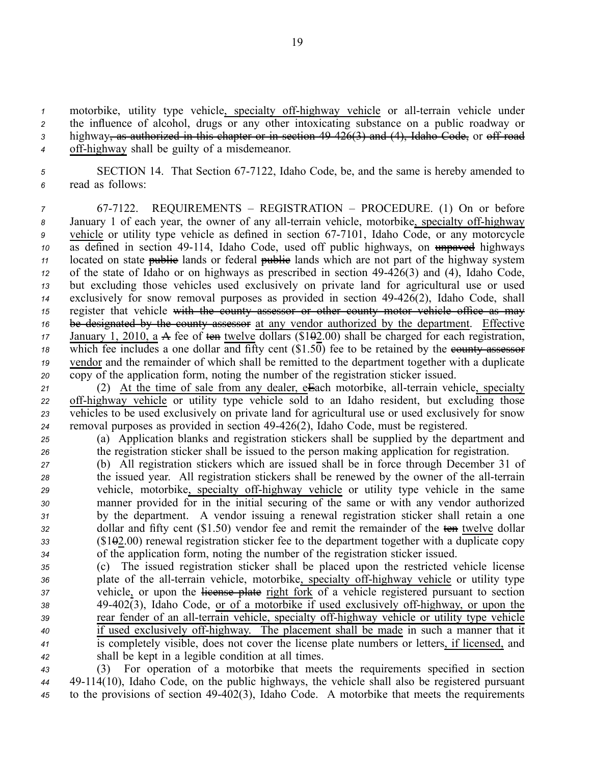motorbike, utility type vehicle, specialty off-highway vehicle or all-terrain vehicle under the influence of alcohol, drugs or any other intoxicating substance on a public roadway or highway, as authorized in this chapter or in section 49-426(3) and (4), Idaho Code, or off road off-highway shall be guilty of a misdemeanor.

SECTION 14. That Section 67-7122, Idaho Code, be, and the same is hereby amended to read as follows:

67-7122. REQUIREMENTS – REGISTRATION – PROCEDURE. (1) On or before January 1 of each year, the owner of any all-terrain vehicle, motorbike, specialty off-highway vehicle or utility type vehicle as defined in section 67-7101, Idaho Code, or any motorcycle as defined in section 49-114, Idaho Code, used off public highways, on unpaved highways located on state public lands or federal public lands which are not part of the highway system of the state of Idaho or on highways as prescribed in section 49-426(3) and (4), Idaho Code, but excluding those vehicles used exclusively on private land for agricultural use or used exclusively for snow removal purposes as provided in section 49-426(2), Idaho Code, shall register that vehicle with the county assessor or other county motor vehicle office as may be designated by the county assessor at any vendor authorized by the department. Effective January 1, 2010, a A fee of ten twelve dollars ($102.00) shall be charged for each registration, which fee includes a one dollar and fifty cent ($1.50) fee to be retained by the county assessor vendor and the remainder of which shall be remitted to the department together with a duplicate copy of the application form, noting the number of the registration sticker issued.

(2) At the time of sale from any dealer, eEach motorbike, all-terrain vehicle, specialty off-highway vehicle or utility type vehicle sold to an Idaho resident, but excluding those vehicles to be used exclusively on private land for agricultural use or used exclusively for snow removal purposes as provided in section 49-426(2), Idaho Code, must be registered.

(a) Application blanks and registration stickers shall be supplied by the department and the registration sticker shall be issued to the person making application for registration.

(b) All registration stickers which are issued shall be in force through December 31 of the issued year. All registration stickers shall be renewed by the owner of the all-terrain vehicle, motorbike, specialty off-highway vehicle or utility type vehicle in the same manner provided for in the initial securing of the same or with any vendor authorized by the department. A vendor issuing a renewal registration sticker shall retain a one dollar and fifty cent ($1.50) vendor fee and remit the remainder of the ten twelve dollar ($102.00) renewal registration sticker fee to the department together with a duplicate copy of the application form, noting the number of the registration sticker issued.

(c) The issued registration sticker shall be placed upon the restricted vehicle license plate of the all-terrain vehicle, motorbike, specialty off-highway vehicle or utility type vehicle, or upon the license plate right fork of a vehicle registered pursuant to section 49-402(3), Idaho Code, or of a motorbike if used exclusively off-highway, or upon the rear fender of an all-terrain vehicle, specialty off-highway vehicle or utility type vehicle if used exclusively off-highway. The placement shall be made in such a manner that it is completely visible, does not cover the license plate numbers or letters, if licensed, and shall be kept in a legible condition at all times.

(3) For operation of a motorbike that meets the requirements specified in section 49-114(10), Idaho Code, on the public highways, the vehicle shall also be registered pursuant to the provisions of section 49-402(3), Idaho Code. A motorbike that meets the requirements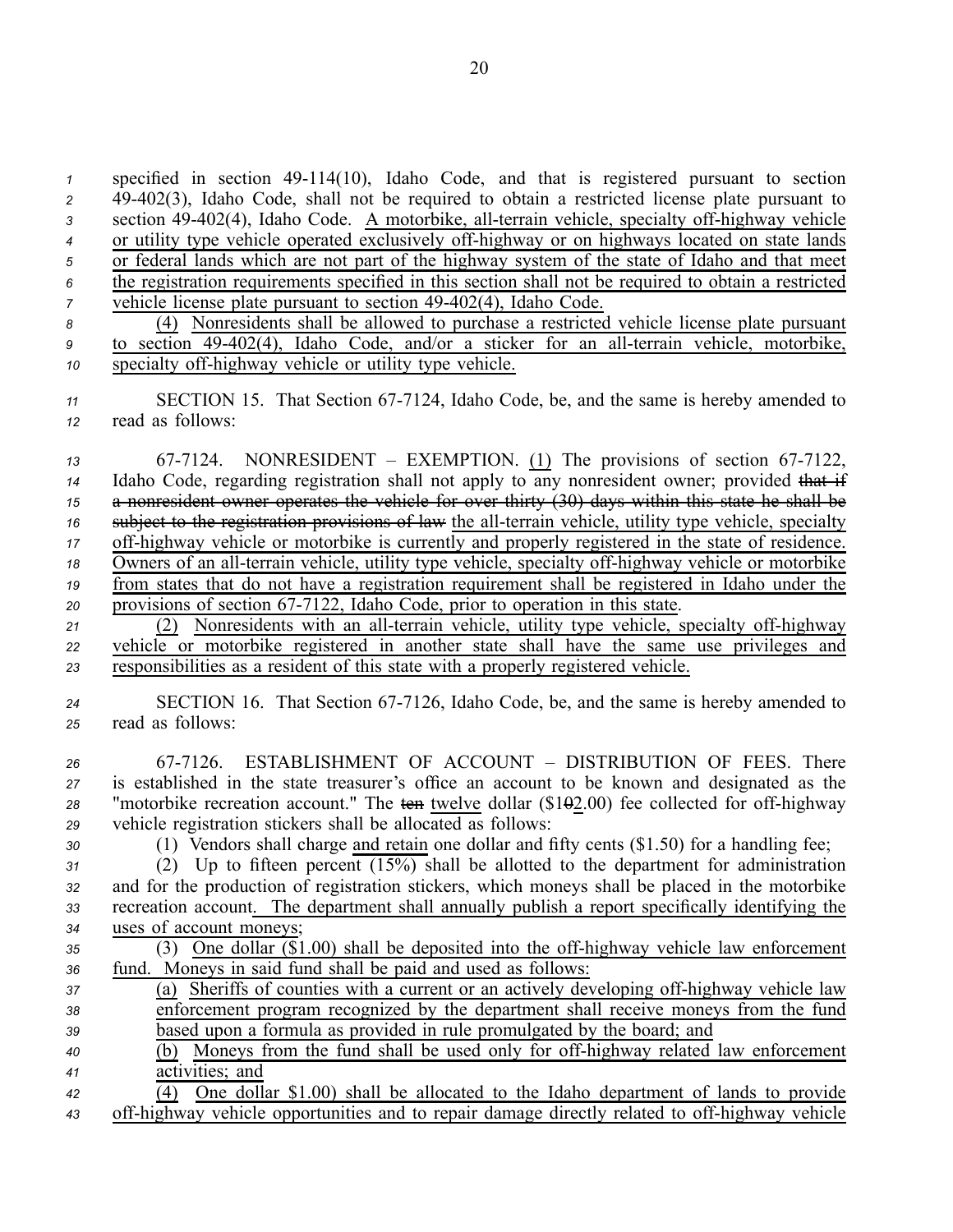specified in section 49-114(10), Idaho Code, and that is registered pursuant to section 49-402(3), Idaho Code, shall not be required to obtain a restricted license plate pursuant to section 49-402(4), Idaho Code. A motorbike, all-terrain vehicle, specialty off-highway vehicle or utility type vehicle operated exclusively off-highway or on highways located on state lands or federal lands which are not part of the highway system of the state of Idaho and that meet the registration requirements specified in this section shall not be required to obtain a restricted vehicle license plate pursuant to section 49-402(4), Idaho Code.

(4) Nonresidents shall be allowed to purchase a restricted vehicle license plate pursuant to section 49-402(4), Idaho Code, and/or a sticker for an all-terrain vehicle, motorbike, specialty off-highway vehicle or utility type vehicle.

SECTION 15. That Section 67-7124, Idaho Code, be, and the same is hereby amended to read as follows:

67-7124. NONRESIDENT – EXEMPTION. (1) The provisions of section 67-7122, Idaho Code, regarding registration shall not apply to any nonresident owner; provided ~~that if a nonresident owner operates the vehicle for over thirty (30) days within this state he shall be subject to the registration provisions of law~~ the all-terrain vehicle, utility type vehicle, specialty off-highway vehicle or motorbike is currently and properly registered in the state of residence. Owners of an all-terrain vehicle, utility type vehicle, specialty off-highway vehicle or motorbike from states that do not have a registration requirement shall be registered in Idaho under the provisions of section 67-7122, Idaho Code, prior to operation in this state.

(2) Nonresidents with an all-terrain vehicle, utility type vehicle, specialty off-highway vehicle or motorbike registered in another state shall have the same use privileges and responsibilities as a resident of this state with a properly registered vehicle.

SECTION 16. That Section 67-7126, Idaho Code, be, and the same is hereby amended to read as follows:

67-7126. ESTABLISHMENT OF ACCOUNT – DISTRIBUTION OF FEES. There is established in the state treasurer's office an account to be known and designated as the "motorbike recreation account." The ~~ten~~ twelve dollar ($1~~0~~2.00) fee collected for off-highway vehicle registration stickers shall be allocated as follows:

(1) Vendors shall charge and retain one dollar and fifty cents ($1.50) for a handling fee;

(2) Up to fifteen percent (15%) shall be allotted to the department for administration and for the production of registration stickers, which moneys shall be placed in the motorbike recreation account. The department shall annually publish a report specifically identifying the uses of account moneys;

(3) One dollar ($1.00) shall be deposited into the off-highway vehicle law enforcement fund. Moneys in said fund shall be paid and used as follows:

(a) Sheriffs of counties with a current or an actively developing off-highway vehicle law enforcement program recognized by the department shall receive moneys from the fund based upon a formula as provided in rule promulgated by the board; and

(b) Moneys from the fund shall be used only for off-highway related law enforcement activities; and

(4) One dollar $1.00) shall be allocated to the Idaho department of lands to provide off-highway vehicle opportunities and to repair damage directly related to off-highway vehicle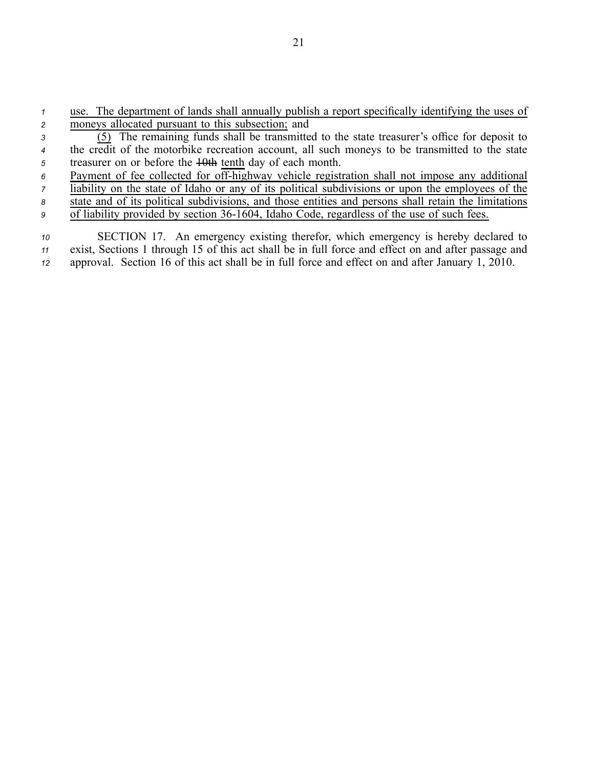use. The department of lands shall annually publish a report specifically identifying the uses of moneys allocated pursuant to this subsection; and

(5) The remaining funds shall be transmitted to the state treasurer's office for deposit to the credit of the motorbike recreation account, all such moneys to be transmitted to the state treasurer on or before the ~~10th~~ tenth day of each month.

Payment of fee collected for off-highway vehicle registration shall not impose any additional liability on the state of Idaho or any of its political subdivisions or upon the employees of the state and of its political subdivisions, and those entities and persons shall retain the limitations of liability provided by section 36-1604, Idaho Code, regardless of the use of such fees.

SECTION 17. An emergency existing therefor, which emergency is hereby declared to exist, Sections 1 through 15 of this act shall be in full force and effect on and after passage and approval. Section 16 of this act shall be in full force and effect on and after January 1, 2010.